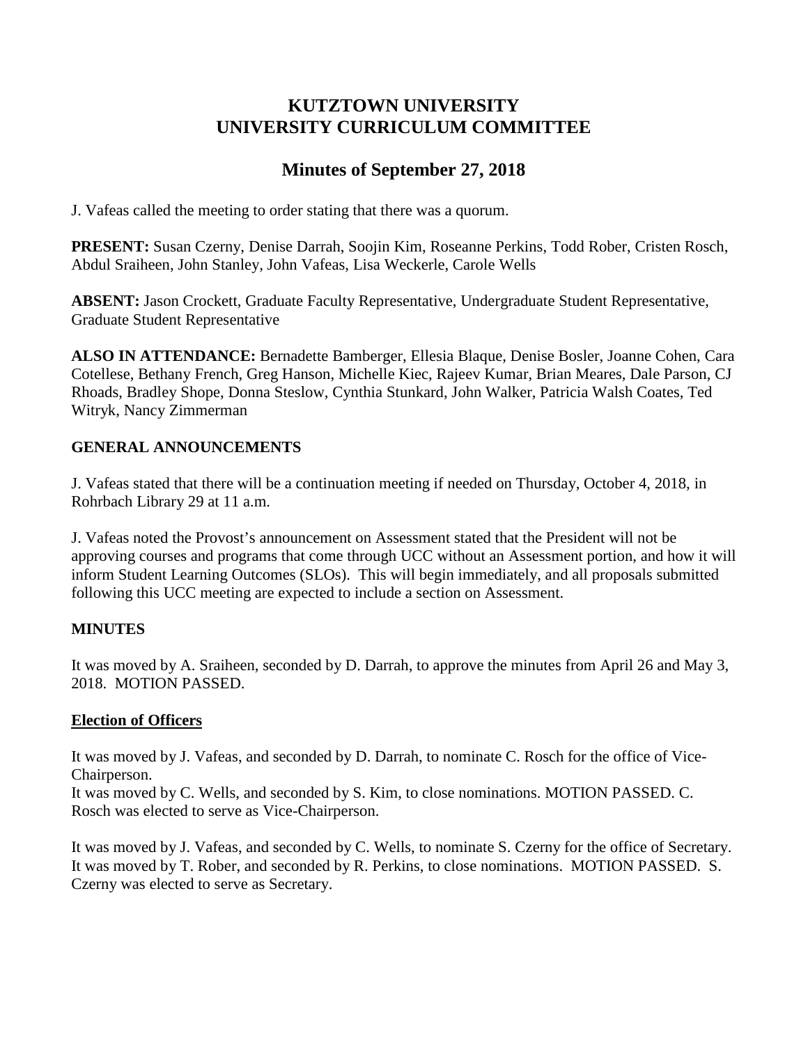# KUTZTOWN UNIVERSITY
# UNIVERSITY CURRICULUM COMMITTEE

## Minutes of September 27, 2018

J. Vafeas called the meeting to order stating that there was a quorum.

**PRESENT:** Susan Czerny, Denise Darrah, Soojin Kim, Roseanne Perkins, Todd Rober, Cristen Rosch, Abdul Sraiheen, John Stanley, John Vafeas, Lisa Weckerle, Carole Wells

**ABSENT:** Jason Crockett, Graduate Faculty Representative, Undergraduate Student Representative, Graduate Student Representative

**ALSO IN ATTENDANCE:** Bernadette Bamberger, Ellesia Blaque, Denise Bosler, Joanne Cohen, Cara Cotellese, Bethany French, Greg Hanson, Michelle Kiec, Rajeev Kumar, Brian Meares, Dale Parson, CJ Rhoads, Bradley Shope, Donna Steslow, Cynthia Stunkard, John Walker, Patricia Walsh Coates, Ted Witryk, Nancy Zimmerman

### GENERAL ANNOUNCEMENTS

J. Vafeas stated that there will be a continuation meeting if needed on Thursday, October 4, 2018, in Rohrbach Library 29 at 11 a.m.

J. Vafeas noted the Provost's announcement on Assessment stated that the President will not be approving courses and programs that come through UCC without an Assessment portion, and how it will inform Student Learning Outcomes (SLOs). This will begin immediately, and all proposals submitted following this UCC meeting are expected to include a section on Assessment.

### MINUTES

It was moved by A. Sraiheen, seconded by D. Darrah, to approve the minutes from April 26 and May 3, 2018. MOTION PASSED.

### Election of Officers

It was moved by J. Vafeas, and seconded by D. Darrah, to nominate C. Rosch for the office of Vice-Chairperson.
It was moved by C. Wells, and seconded by S. Kim, to close nominations. MOTION PASSED. C. Rosch was elected to serve as Vice-Chairperson.

It was moved by J. Vafeas, and seconded by C. Wells, to nominate S. Czerny for the office of Secretary. It was moved by T. Rober, and seconded by R. Perkins, to close nominations. MOTION PASSED. S. Czerny was elected to serve as Secretary.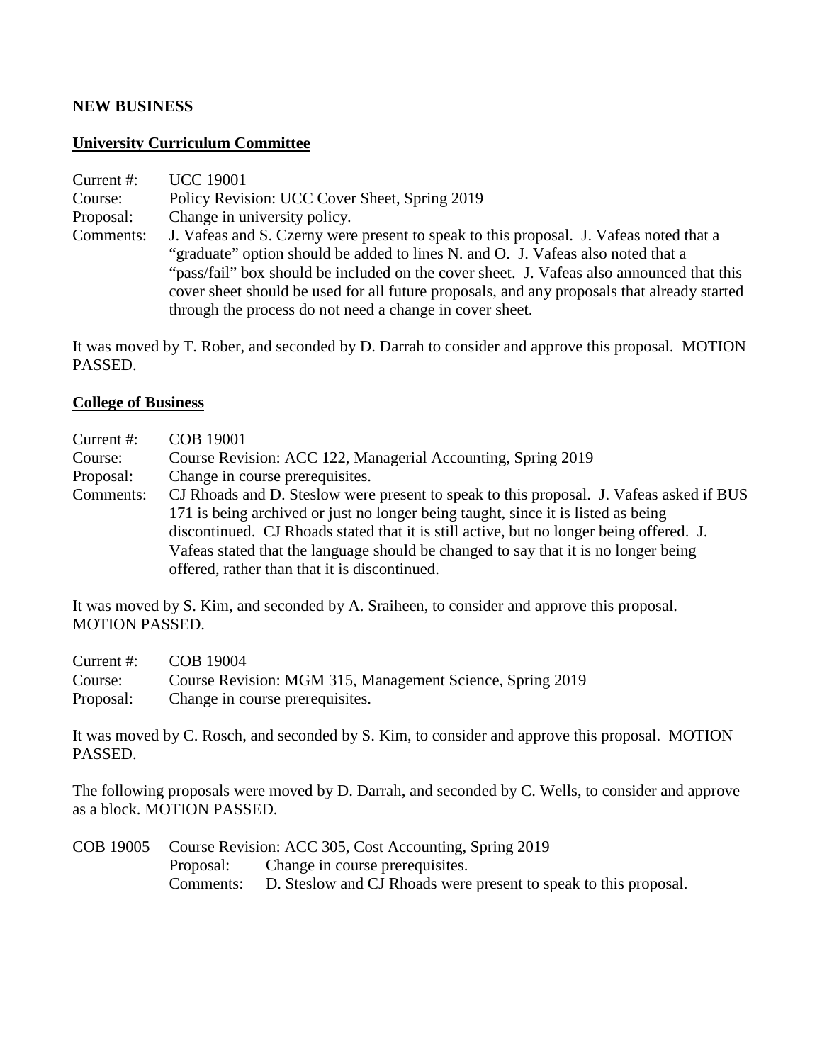**NEW BUSINESS**

**University Curriculum Committee**

Current #: UCC 19001
Course: Policy Revision: UCC Cover Sheet, Spring 2019
Proposal: Change in university policy.
Comments: J. Vafeas and S. Czerny were present to speak to this proposal. J. Vafeas noted that a "graduate" option should be added to lines N. and O. J. Vafeas also noted that a "pass/fail" box should be included on the cover sheet. J. Vafeas also announced that this cover sheet should be used for all future proposals, and any proposals that already started through the process do not need a change in cover sheet.

It was moved by T. Rober, and seconded by D. Darrah to consider and approve this proposal. MOTION PASSED.

**College of Business**

Current #: COB 19001
Course: Course Revision: ACC 122, Managerial Accounting, Spring 2019
Proposal: Change in course prerequisites.
Comments: CJ Rhoads and D. Steslow were present to speak to this proposal. J. Vafeas asked if BUS 171 is being archived or just no longer being taught, since it is listed as being discontinued. CJ Rhoads stated that it is still active, but no longer being offered. J. Vafeas stated that the language should be changed to say that it is no longer being offered, rather than that it is discontinued.

It was moved by S. Kim, and seconded by A. Sraiheen, to consider and approve this proposal. MOTION PASSED.

Current #: COB 19004
Course: Course Revision: MGM 315, Management Science, Spring 2019
Proposal: Change in course prerequisites.

It was moved by C. Rosch, and seconded by S. Kim, to consider and approve this proposal. MOTION PASSED.

The following proposals were moved by D. Darrah, and seconded by C. Wells, to consider and approve as a block. MOTION PASSED.

COB 19005 Course Revision: ACC 305, Cost Accounting, Spring 2019
Proposal: Change in course prerequisites.
Comments: D. Steslow and CJ Rhoads were present to speak to this proposal.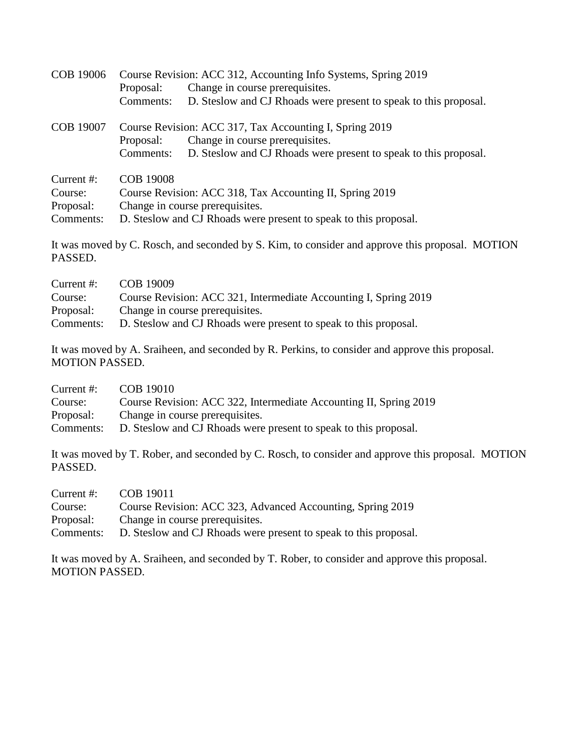COB 19006 Course Revision: ACC 312, Accounting Info Systems, Spring 2019
Proposal: Change in course prerequisites.
Comments: D. Steslow and CJ Rhoads were present to speak to this proposal.

COB 19007 Course Revision: ACC 317, Tax Accounting I, Spring 2019
Proposal: Change in course prerequisites.
Comments: D. Steslow and CJ Rhoads were present to speak to this proposal.

Current #: COB 19008
Course: Course Revision: ACC 318, Tax Accounting II, Spring 2019
Proposal: Change in course prerequisites.
Comments: D. Steslow and CJ Rhoads were present to speak to this proposal.

It was moved by C. Rosch, and seconded by S. Kim, to consider and approve this proposal. MOTION PASSED.

Current #: COB 19009
Course: Course Revision: ACC 321, Intermediate Accounting I, Spring 2019
Proposal: Change in course prerequisites.
Comments: D. Steslow and CJ Rhoads were present to speak to this proposal.

It was moved by A. Sraiheen, and seconded by R. Perkins, to consider and approve this proposal. MOTION PASSED.

Current #: COB 19010
Course: Course Revision: ACC 322, Intermediate Accounting II, Spring 2019
Proposal: Change in course prerequisites.
Comments: D. Steslow and CJ Rhoads were present to speak to this proposal.

It was moved by T. Rober, and seconded by C. Rosch, to consider and approve this proposal. MOTION PASSED.

Current #: COB 19011
Course: Course Revision: ACC 323, Advanced Accounting, Spring 2019
Proposal: Change in course prerequisites.
Comments: D. Steslow and CJ Rhoads were present to speak to this proposal.

It was moved by A. Sraiheen, and seconded by T. Rober, to consider and approve this proposal. MOTION PASSED.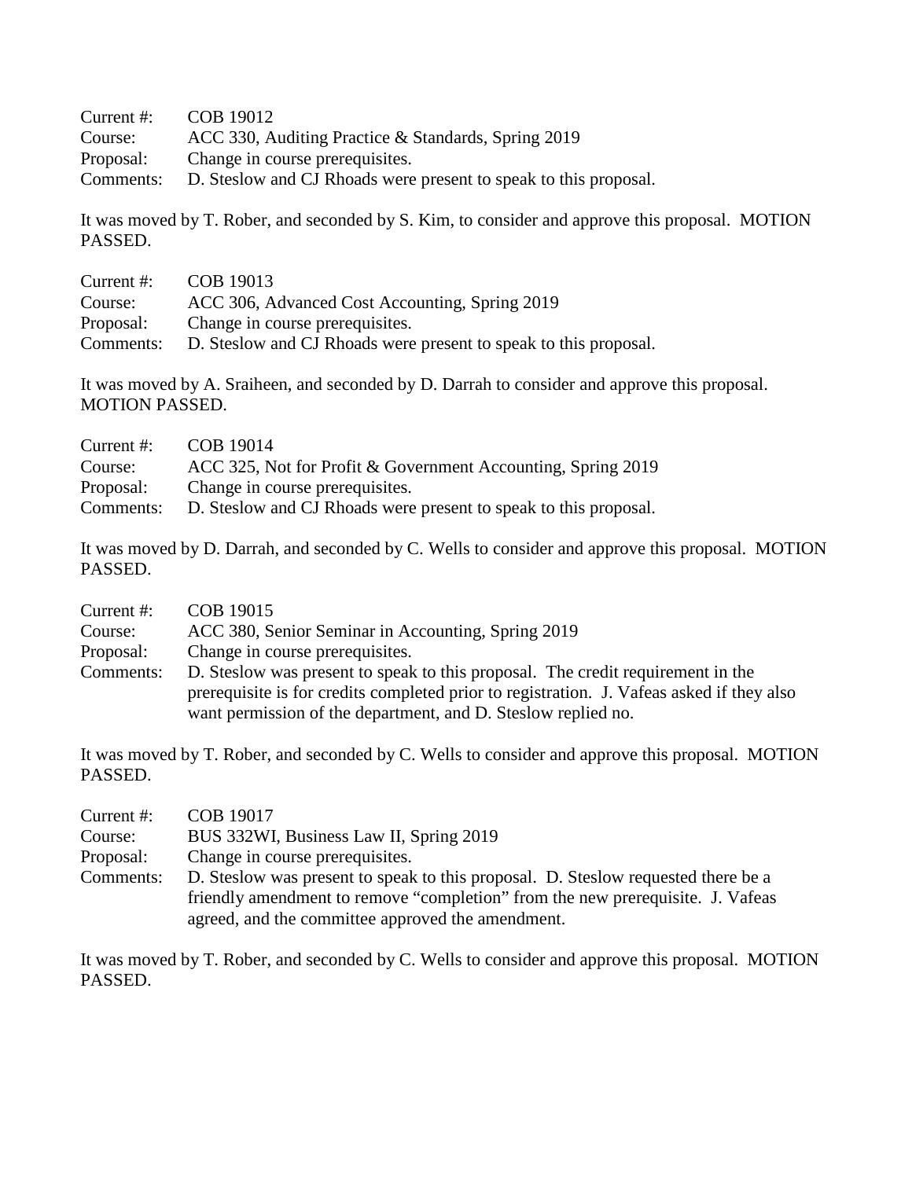Current #: COB 19012
Course: ACC 330, Auditing Practice & Standards, Spring 2019
Proposal: Change in course prerequisites.
Comments: D. Steslow and CJ Rhoads were present to speak to this proposal.

It was moved by T. Rober, and seconded by S. Kim, to consider and approve this proposal. MOTION PASSED.

Current #: COB 19013
Course: ACC 306, Advanced Cost Accounting, Spring 2019
Proposal: Change in course prerequisites.
Comments: D. Steslow and CJ Rhoads were present to speak to this proposal.

It was moved by A. Sraiheen, and seconded by D. Darrah to consider and approve this proposal. MOTION PASSED.

Current #: COB 19014
Course: ACC 325, Not for Profit & Government Accounting, Spring 2019
Proposal: Change in course prerequisites.
Comments: D. Steslow and CJ Rhoads were present to speak to this proposal.

It was moved by D. Darrah, and seconded by C. Wells to consider and approve this proposal. MOTION PASSED.

Current #: COB 19015
Course: ACC 380, Senior Seminar in Accounting, Spring 2019
Proposal: Change in course prerequisites.
Comments: D. Steslow was present to speak to this proposal. The credit requirement in the prerequisite is for credits completed prior to registration. J. Vafeas asked if they also want permission of the department, and D. Steslow replied no.

It was moved by T. Rober, and seconded by C. Wells to consider and approve this proposal. MOTION PASSED.

Current #: COB 19017
Course: BUS 332WI, Business Law II, Spring 2019
Proposal: Change in course prerequisites.
Comments: D. Steslow was present to speak to this proposal. D. Steslow requested there be a friendly amendment to remove "completion" from the new prerequisite. J. Vafeas agreed, and the committee approved the amendment.

It was moved by T. Rober, and seconded by C. Wells to consider and approve this proposal. MOTION PASSED.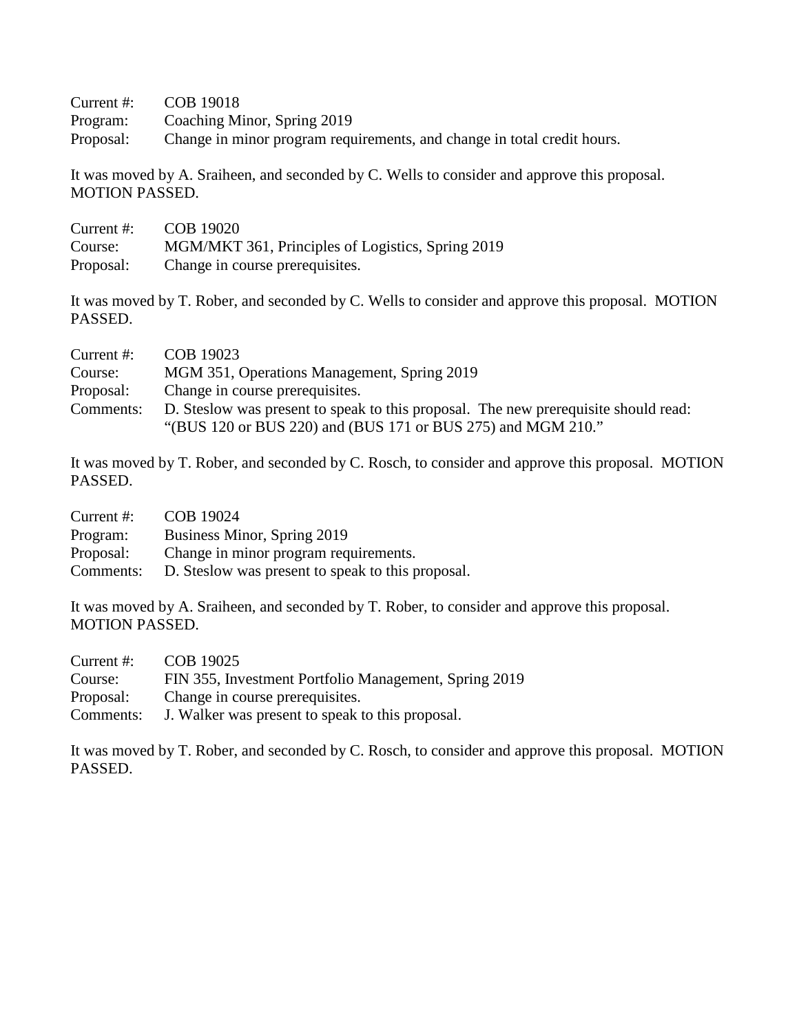Current #: COB 19018  
Program: Coaching Minor, Spring 2019  
Proposal: Change in minor program requirements, and change in total credit hours.

It was moved by A. Sraiheen, and seconded by C. Wells to consider and approve this proposal. MOTION PASSED.

Current #: COB 19020  
Course: MGM/MKT 361, Principles of Logistics, Spring 2019  
Proposal: Change in course prerequisites.

It was moved by T. Rober, and seconded by C. Wells to consider and approve this proposal. MOTION PASSED.

Current #: COB 19023  
Course: MGM 351, Operations Management, Spring 2019  
Proposal: Change in course prerequisites.  
Comments: D. Steslow was present to speak to this proposal. The new prerequisite should read: "(BUS 120 or BUS 220) and (BUS 171 or BUS 275) and MGM 210."

It was moved by T. Rober, and seconded by C. Rosch, to consider and approve this proposal. MOTION PASSED.

Current #: COB 19024  
Program: Business Minor, Spring 2019  
Proposal: Change in minor program requirements.  
Comments: D. Steslow was present to speak to this proposal.

It was moved by A. Sraiheen, and seconded by T. Rober, to consider and approve this proposal. MOTION PASSED.

Current #: COB 19025  
Course: FIN 355, Investment Portfolio Management, Spring 2019  
Proposal: Change in course prerequisites.  
Comments: J. Walker was present to speak to this proposal.

It was moved by T. Rober, and seconded by C. Rosch, to consider and approve this proposal. MOTION PASSED.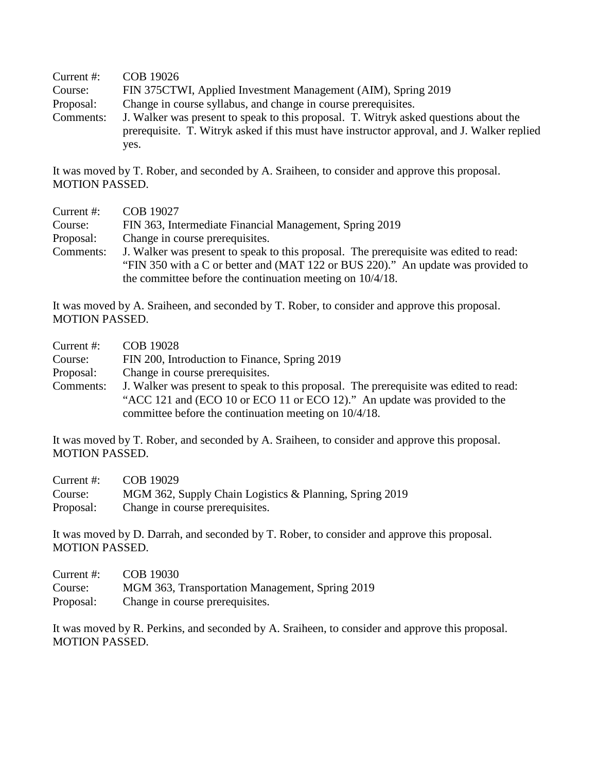Current #: COB 19026
Course: FIN 375CTWI, Applied Investment Management (AIM), Spring 2019
Proposal: Change in course syllabus, and change in course prerequisites.
Comments: J. Walker was present to speak to this proposal. T. Witryk asked questions about the prerequisite. T. Witryk asked if this must have instructor approval, and J. Walker replied yes.

It was moved by T. Rober, and seconded by A. Sraiheen, to consider and approve this proposal. MOTION PASSED.

Current #: COB 19027
Course: FIN 363, Intermediate Financial Management, Spring 2019
Proposal: Change in course prerequisites.
Comments: J. Walker was present to speak to this proposal. The prerequisite was edited to read: "FIN 350 with a C or better and (MAT 122 or BUS 220)." An update was provided to the committee before the continuation meeting on 10/4/18.

It was moved by A. Sraiheen, and seconded by T. Rober, to consider and approve this proposal. MOTION PASSED.

Current #: COB 19028
Course: FIN 200, Introduction to Finance, Spring 2019
Proposal: Change in course prerequisites.
Comments: J. Walker was present to speak to this proposal. The prerequisite was edited to read: "ACC 121 and (ECO 10 or ECO 11 or ECO 12)." An update was provided to the committee before the continuation meeting on 10/4/18.

It was moved by T. Rober, and seconded by A. Sraiheen, to consider and approve this proposal. MOTION PASSED.

Current #: COB 19029
Course: MGM 362, Supply Chain Logistics & Planning, Spring 2019
Proposal: Change in course prerequisites.

It was moved by D. Darrah, and seconded by T. Rober, to consider and approve this proposal. MOTION PASSED.

Current #: COB 19030
Course: MGM 363, Transportation Management, Spring 2019
Proposal: Change in course prerequisites.

It was moved by R. Perkins, and seconded by A. Sraiheen, to consider and approve this proposal. MOTION PASSED.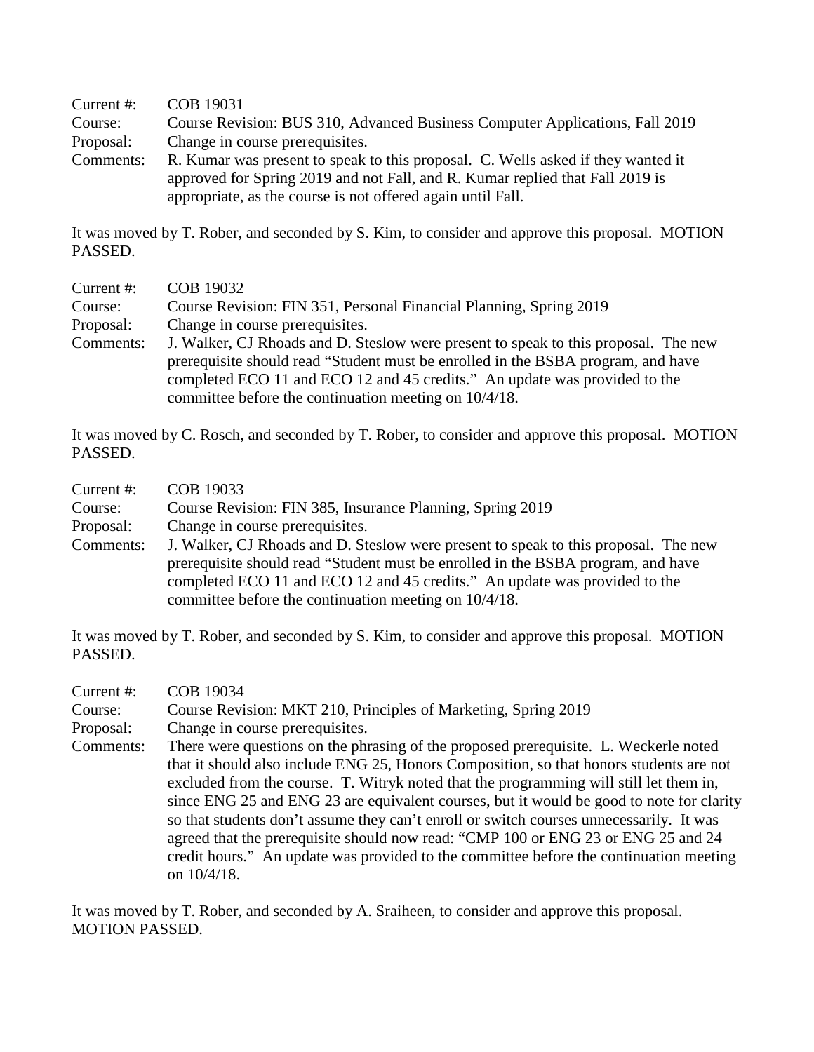Current #: COB 19031
Course: Course Revision: BUS 310, Advanced Business Computer Applications, Fall 2019
Proposal: Change in course prerequisites.
Comments: R. Kumar was present to speak to this proposal. C. Wells asked if they wanted it approved for Spring 2019 and not Fall, and R. Kumar replied that Fall 2019 is appropriate, as the course is not offered again until Fall.

It was moved by T. Rober, and seconded by S. Kim, to consider and approve this proposal. MOTION PASSED.

Current #: COB 19032
Course: Course Revision: FIN 351, Personal Financial Planning, Spring 2019
Proposal: Change in course prerequisites.
Comments: J. Walker, CJ Rhoads and D. Steslow were present to speak to this proposal. The new prerequisite should read "Student must be enrolled in the BSBA program, and have completed ECO 11 and ECO 12 and 45 credits." An update was provided to the committee before the continuation meeting on 10/4/18.

It was moved by C. Rosch, and seconded by T. Rober, to consider and approve this proposal. MOTION PASSED.

Current #: COB 19033
Course: Course Revision: FIN 385, Insurance Planning, Spring 2019
Proposal: Change in course prerequisites.
Comments: J. Walker, CJ Rhoads and D. Steslow were present to speak to this proposal. The new prerequisite should read "Student must be enrolled in the BSBA program, and have completed ECO 11 and ECO 12 and 45 credits." An update was provided to the committee before the continuation meeting on 10/4/18.

It was moved by T. Rober, and seconded by S. Kim, to consider and approve this proposal. MOTION PASSED.

Current #: COB 19034
Course: Course Revision: MKT 210, Principles of Marketing, Spring 2019
Proposal: Change in course prerequisites.
Comments: There were questions on the phrasing of the proposed prerequisite. L. Weckerle noted that it should also include ENG 25, Honors Composition, so that honors students are not excluded from the course. T. Witryk noted that the programming will still let them in, since ENG 25 and ENG 23 are equivalent courses, but it would be good to note for clarity so that students don't assume they can't enroll or switch courses unnecessarily. It was agreed that the prerequisite should now read: "CMP 100 or ENG 23 or ENG 25 and 24 credit hours." An update was provided to the committee before the continuation meeting on 10/4/18.

It was moved by T. Rober, and seconded by A. Sraiheen, to consider and approve this proposal. MOTION PASSED.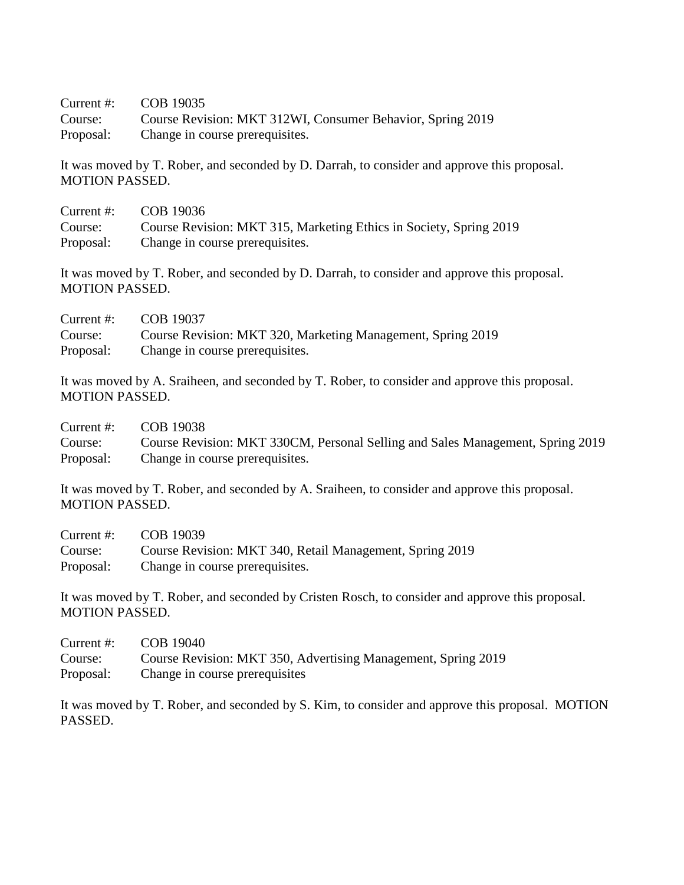Current #: COB 19035  
Course: Course Revision: MKT 312WI, Consumer Behavior, Spring 2019  
Proposal: Change in course prerequisites.

It was moved by T. Rober, and seconded by D. Darrah, to consider and approve this proposal. MOTION PASSED.

Current #: COB 19036  
Course: Course Revision: MKT 315, Marketing Ethics in Society, Spring 2019  
Proposal: Change in course prerequisites.

It was moved by T. Rober, and seconded by D. Darrah, to consider and approve this proposal. MOTION PASSED.

Current #: COB 19037  
Course: Course Revision: MKT 320, Marketing Management, Spring 2019  
Proposal: Change in course prerequisites.

It was moved by A. Sraiheen, and seconded by T. Rober, to consider and approve this proposal. MOTION PASSED.

Current #: COB 19038  
Course: Course Revision: MKT 330CM, Personal Selling and Sales Management, Spring 2019  
Proposal: Change in course prerequisites.

It was moved by T. Rober, and seconded by A. Sraiheen, to consider and approve this proposal. MOTION PASSED.

Current #: COB 19039  
Course: Course Revision: MKT 340, Retail Management, Spring 2019  
Proposal: Change in course prerequisites.

It was moved by T. Rober, and seconded by Cristen Rosch, to consider and approve this proposal. MOTION PASSED.

Current #: COB 19040  
Course: Course Revision: MKT 350, Advertising Management, Spring 2019  
Proposal: Change in course prerequisites

It was moved by T. Rober, and seconded by S. Kim, to consider and approve this proposal. MOTION PASSED.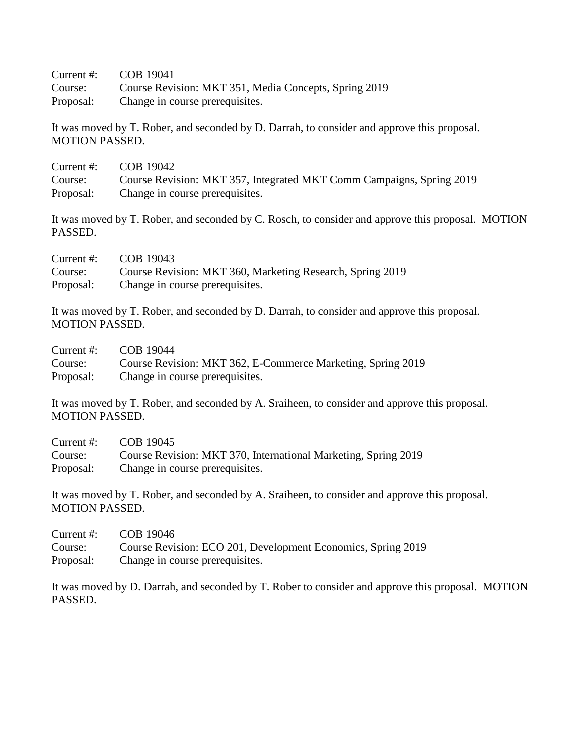Current #: COB 19041
Course: Course Revision: MKT 351, Media Concepts, Spring 2019
Proposal: Change in course prerequisites.

It was moved by T. Rober, and seconded by D. Darrah, to consider and approve this proposal. MOTION PASSED.

Current #: COB 19042
Course: Course Revision: MKT 357, Integrated MKT Comm Campaigns, Spring 2019
Proposal: Change in course prerequisites.

It was moved by T. Rober, and seconded by C. Rosch, to consider and approve this proposal. MOTION PASSED.

Current #: COB 19043
Course: Course Revision: MKT 360, Marketing Research, Spring 2019
Proposal: Change in course prerequisites.

It was moved by T. Rober, and seconded by D. Darrah, to consider and approve this proposal. MOTION PASSED.

Current #: COB 19044
Course: Course Revision: MKT 362, E-Commerce Marketing, Spring 2019
Proposal: Change in course prerequisites.

It was moved by T. Rober, and seconded by A. Sraiheen, to consider and approve this proposal. MOTION PASSED.

Current #: COB 19045
Course: Course Revision: MKT 370, International Marketing, Spring 2019
Proposal: Change in course prerequisites.

It was moved by T. Rober, and seconded by A. Sraiheen, to consider and approve this proposal. MOTION PASSED.

Current #: COB 19046
Course: Course Revision: ECO 201, Development Economics, Spring 2019
Proposal: Change in course prerequisites.

It was moved by D. Darrah, and seconded by T. Rober to consider and approve this proposal. MOTION PASSED.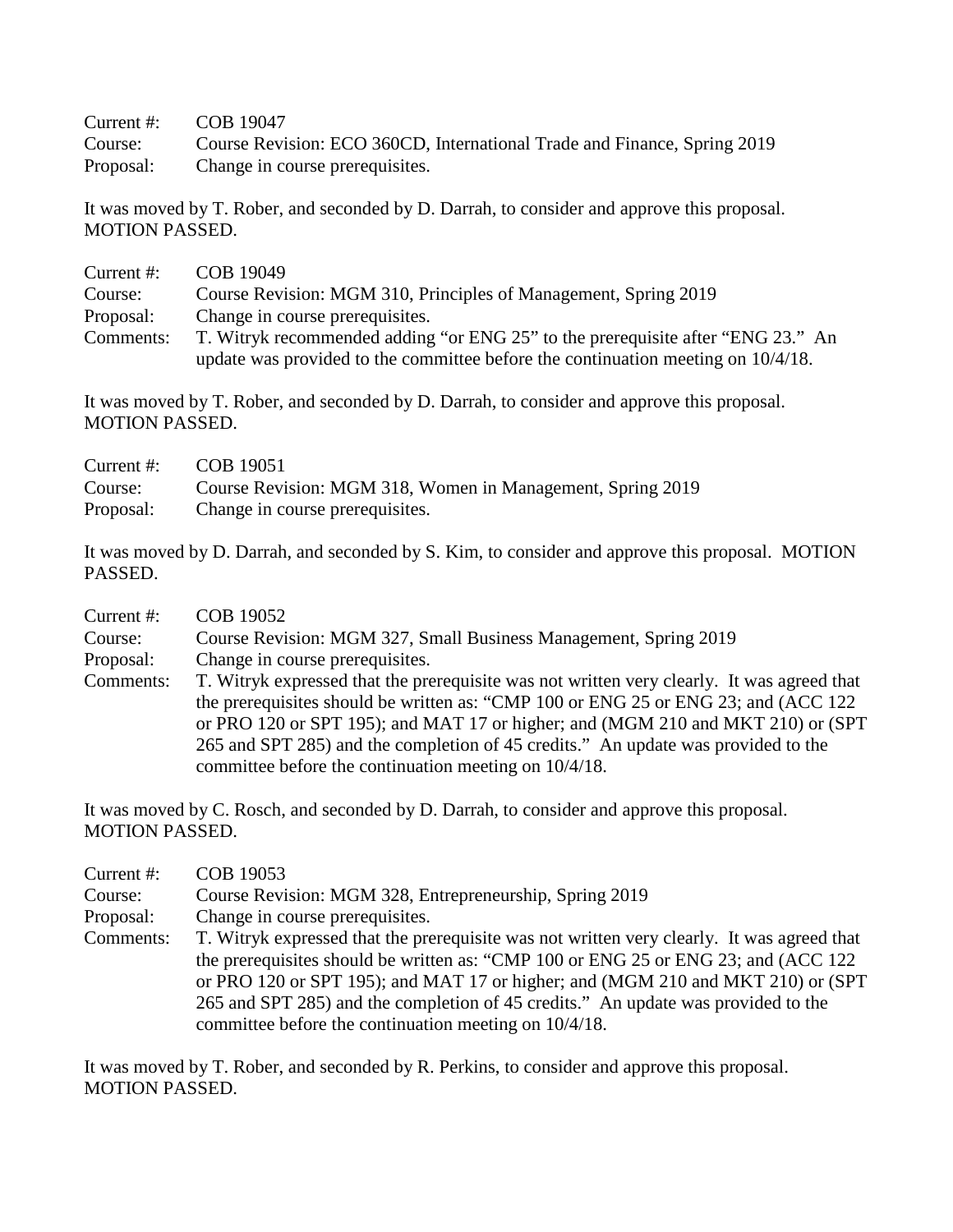Current #: COB 19047
Course: Course Revision: ECO 360CD, International Trade and Finance, Spring 2019
Proposal: Change in course prerequisites.

It was moved by T. Rober, and seconded by D. Darrah, to consider and approve this proposal. MOTION PASSED.

Current #: COB 19049
Course: Course Revision: MGM 310, Principles of Management, Spring 2019
Proposal: Change in course prerequisites.
Comments: T. Witryk recommended adding "or ENG 25" to the prerequisite after "ENG 23." An update was provided to the committee before the continuation meeting on 10/4/18.

It was moved by T. Rober, and seconded by D. Darrah, to consider and approve this proposal. MOTION PASSED.

Current #: COB 19051
Course: Course Revision: MGM 318, Women in Management, Spring 2019
Proposal: Change in course prerequisites.

It was moved by D. Darrah, and seconded by S. Kim, to consider and approve this proposal. MOTION PASSED.

Current #: COB 19052
Course: Course Revision: MGM 327, Small Business Management, Spring 2019
Proposal: Change in course prerequisites.
Comments: T. Witryk expressed that the prerequisite was not written very clearly. It was agreed that the prerequisites should be written as: "CMP 100 or ENG 25 or ENG 23; and (ACC 122 or PRO 120 or SPT 195); and MAT 17 or higher; and (MGM 210 and MKT 210) or (SPT 265 and SPT 285) and the completion of 45 credits." An update was provided to the committee before the continuation meeting on 10/4/18.

It was moved by C. Rosch, and seconded by D. Darrah, to consider and approve this proposal. MOTION PASSED.

Current #: COB 19053
Course: Course Revision: MGM 328, Entrepreneurship, Spring 2019
Proposal: Change in course prerequisites.
Comments: T. Witryk expressed that the prerequisite was not written very clearly. It was agreed that the prerequisites should be written as: "CMP 100 or ENG 25 or ENG 23; and (ACC 122 or PRO 120 or SPT 195); and MAT 17 or higher; and (MGM 210 and MKT 210) or (SPT 265 and SPT 285) and the completion of 45 credits." An update was provided to the committee before the continuation meeting on 10/4/18.

It was moved by T. Rober, and seconded by R. Perkins, to consider and approve this proposal. MOTION PASSED.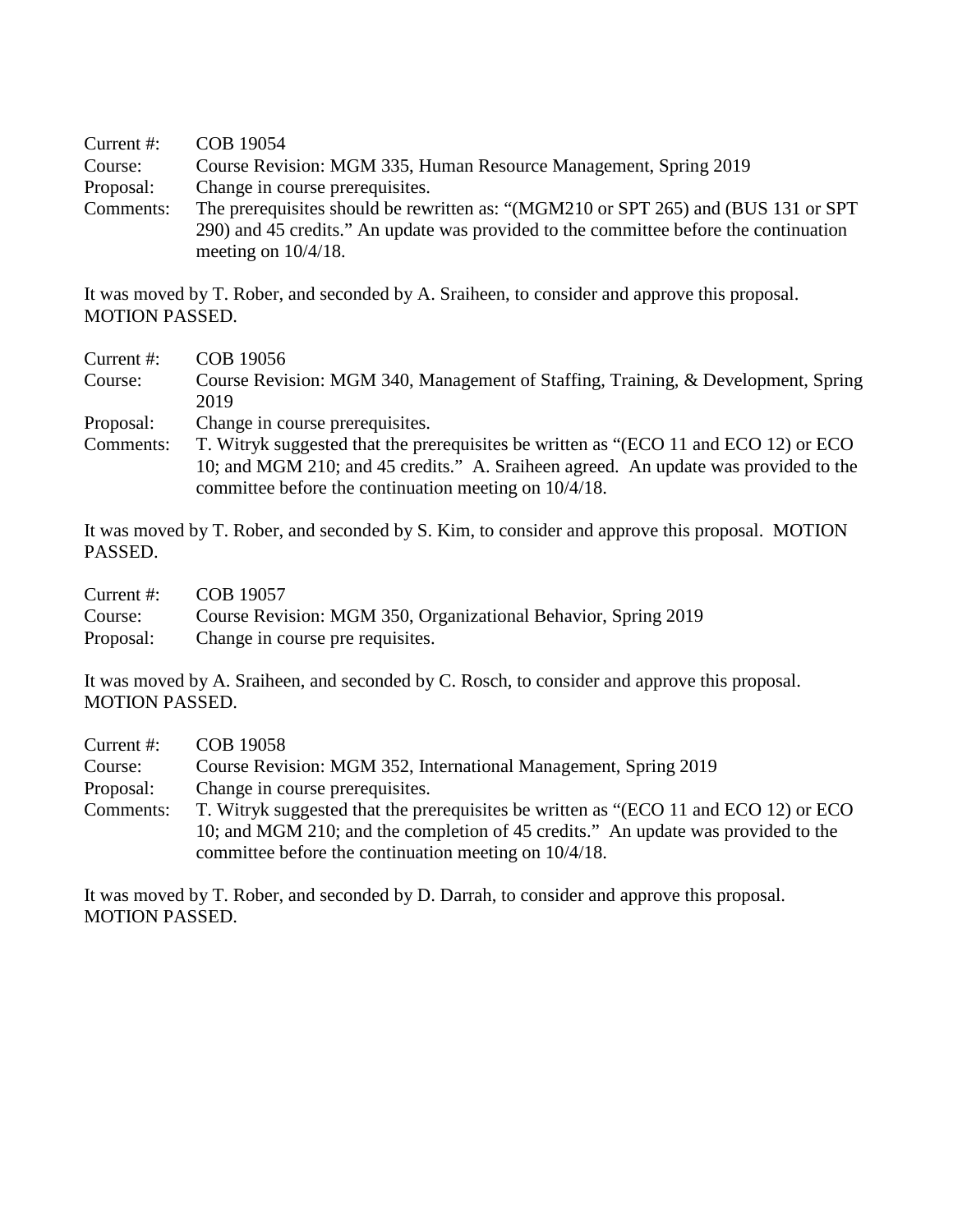| | |
|---|---|
| Current #: | COB 19054 |
| Course: | Course Revision: MGM 335, Human Resource Management, Spring 2019 |
| Proposal: | Change in course prerequisites. |
| Comments: | The prerequisites should be rewritten as: "(MGM210 or SPT 265) and (BUS 131 or SPT 290) and 45 credits." An update was provided to the committee before the continuation meeting on 10/4/18. |

It was moved by T. Rober, and seconded by A. Sraiheen, to consider and approve this proposal. MOTION PASSED.

| | |
|---|---|
| Current #: | COB 19056 |
| Course: | Course Revision: MGM 340, Management of Staffing, Training, & Development, Spring 2019 |
| Proposal: | Change in course prerequisites. |
| Comments: | T. Witryk suggested that the prerequisites be written as "(ECO 11 and ECO 12) or ECO 10; and MGM 210; and 45 credits." A. Sraiheen agreed. An update was provided to the committee before the continuation meeting on 10/4/18. |

It was moved by T. Rober, and seconded by S. Kim, to consider and approve this proposal. MOTION PASSED.

| | |
|---|---|
| Current #: | COB 19057 |
| Course: | Course Revision: MGM 350, Organizational Behavior, Spring 2019 |
| Proposal: | Change in course pre requisites. |

It was moved by A. Sraiheen, and seconded by C. Rosch, to consider and approve this proposal. MOTION PASSED.

| | |
|---|---|
| Current #: | COB 19058 |
| Course: | Course Revision: MGM 352, International Management, Spring 2019 |
| Proposal: | Change in course prerequisites. |
| Comments: | T. Witryk suggested that the prerequisites be written as "(ECO 11 and ECO 12) or ECO 10; and MGM 210; and the completion of 45 credits." An update was provided to the committee before the continuation meeting on 10/4/18. |

It was moved by T. Rober, and seconded by D. Darrah, to consider and approve this proposal. MOTION PASSED.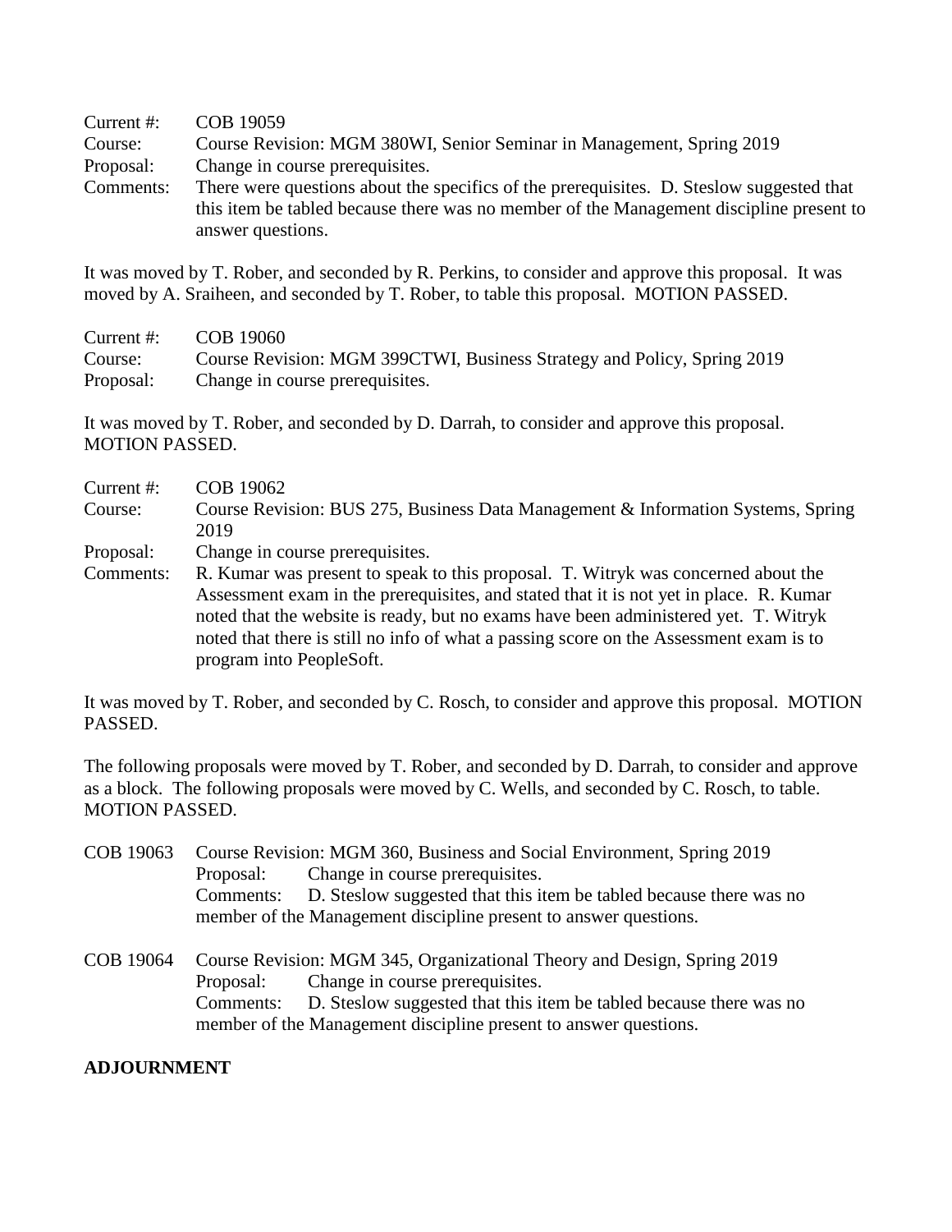Current #: COB 19059
Course: Course Revision: MGM 380WI, Senior Seminar in Management, Spring 2019
Proposal: Change in course prerequisites.
Comments: There were questions about the specifics of the prerequisites. D. Steslow suggested that this item be tabled because there was no member of the Management discipline present to answer questions.

It was moved by T. Rober, and seconded by R. Perkins, to consider and approve this proposal. It was moved by A. Sraiheen, and seconded by T. Rober, to table this proposal. MOTION PASSED.

Current #: COB 19060
Course: Course Revision: MGM 399CTWI, Business Strategy and Policy, Spring 2019
Proposal: Change in course prerequisites.

It was moved by T. Rober, and seconded by D. Darrah, to consider and approve this proposal. MOTION PASSED.

Current #: COB 19062
Course: Course Revision: BUS 275, Business Data Management & Information Systems, Spring 2019
Proposal: Change in course prerequisites.
Comments: R. Kumar was present to speak to this proposal. T. Witryk was concerned about the Assessment exam in the prerequisites, and stated that it is not yet in place. R. Kumar noted that the website is ready, but no exams have been administered yet. T. Witryk noted that there is still no info of what a passing score on the Assessment exam is to program into PeopleSoft.

It was moved by T. Rober, and seconded by C. Rosch, to consider and approve this proposal. MOTION PASSED.

The following proposals were moved by T. Rober, and seconded by D. Darrah, to consider and approve as a block. The following proposals were moved by C. Wells, and seconded by C. Rosch, to table. MOTION PASSED.

COB 19063 Course Revision: MGM 360, Business and Social Environment, Spring 2019
Proposal: Change in course prerequisites.
Comments: D. Steslow suggested that this item be tabled because there was no member of the Management discipline present to answer questions.

COB 19064 Course Revision: MGM 345, Organizational Theory and Design, Spring 2019
Proposal: Change in course prerequisites.
Comments: D. Steslow suggested that this item be tabled because there was no member of the Management discipline present to answer questions.

**ADJOURNMENT**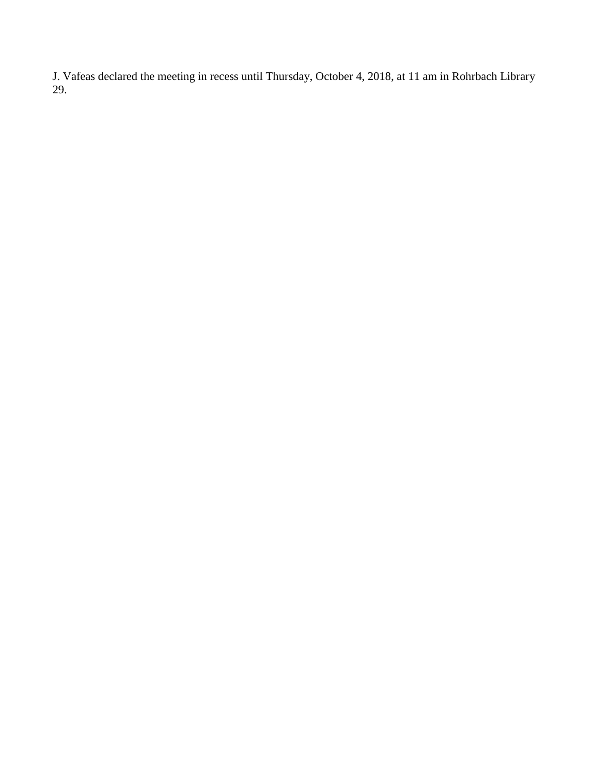J. Vafeas declared the meeting in recess until Thursday, October 4, 2018, at 11 am in Rohrbach Library 29.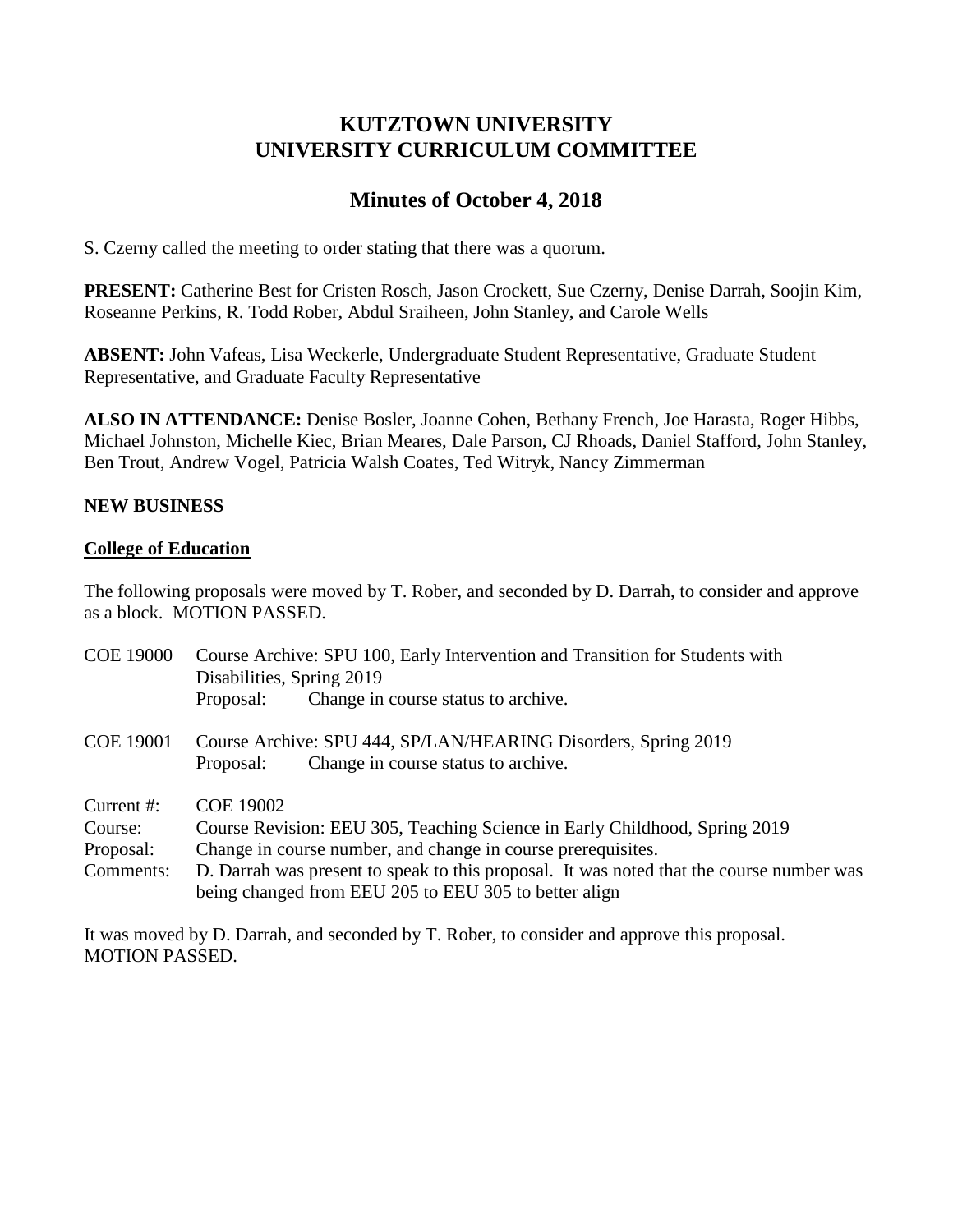# KUTZTOWN UNIVERSITY
# UNIVERSITY CURRICULUM COMMITTEE

## Minutes of October 4, 2018

S. Czerny called the meeting to order stating that there was a quorum.

**PRESENT:** Catherine Best for Cristen Rosch, Jason Crockett, Sue Czerny, Denise Darrah, Soojin Kim, Roseanne Perkins, R. Todd Rober, Abdul Sraiheen, John Stanley, and Carole Wells

**ABSENT:** John Vafeas, Lisa Weckerle, Undergraduate Student Representative, Graduate Student Representative, and Graduate Faculty Representative

**ALSO IN ATTENDANCE:** Denise Bosler, Joanne Cohen, Bethany French, Joe Harasta, Roger Hibbs, Michael Johnston, Michelle Kiec, Brian Meares, Dale Parson, CJ Rhoads, Daniel Stafford, John Stanley, Ben Trout, Andrew Vogel, Patricia Walsh Coates, Ted Witryk, Nancy Zimmerman

**NEW BUSINESS**

**College of Education**

The following proposals were moved by T. Rober, and seconded by D. Darrah, to consider and approve as a block. MOTION PASSED.

COE 19000 Course Archive: SPU 100, Early Intervention and Transition for Students with Disabilities, Spring 2019
Proposal: Change in course status to archive.

COE 19001 Course Archive: SPU 444, SP/LAN/HEARING Disorders, Spring 2019
Proposal: Change in course status to archive.

Current #: COE 19002
Course: Course Revision: EEU 305, Teaching Science in Early Childhood, Spring 2019
Proposal: Change in course number, and change in course prerequisites.
Comments: D. Darrah was present to speak to this proposal. It was noted that the course number was being changed from EEU 205 to EEU 305 to better align

It was moved by D. Darrah, and seconded by T. Rober, to consider and approve this proposal. MOTION PASSED.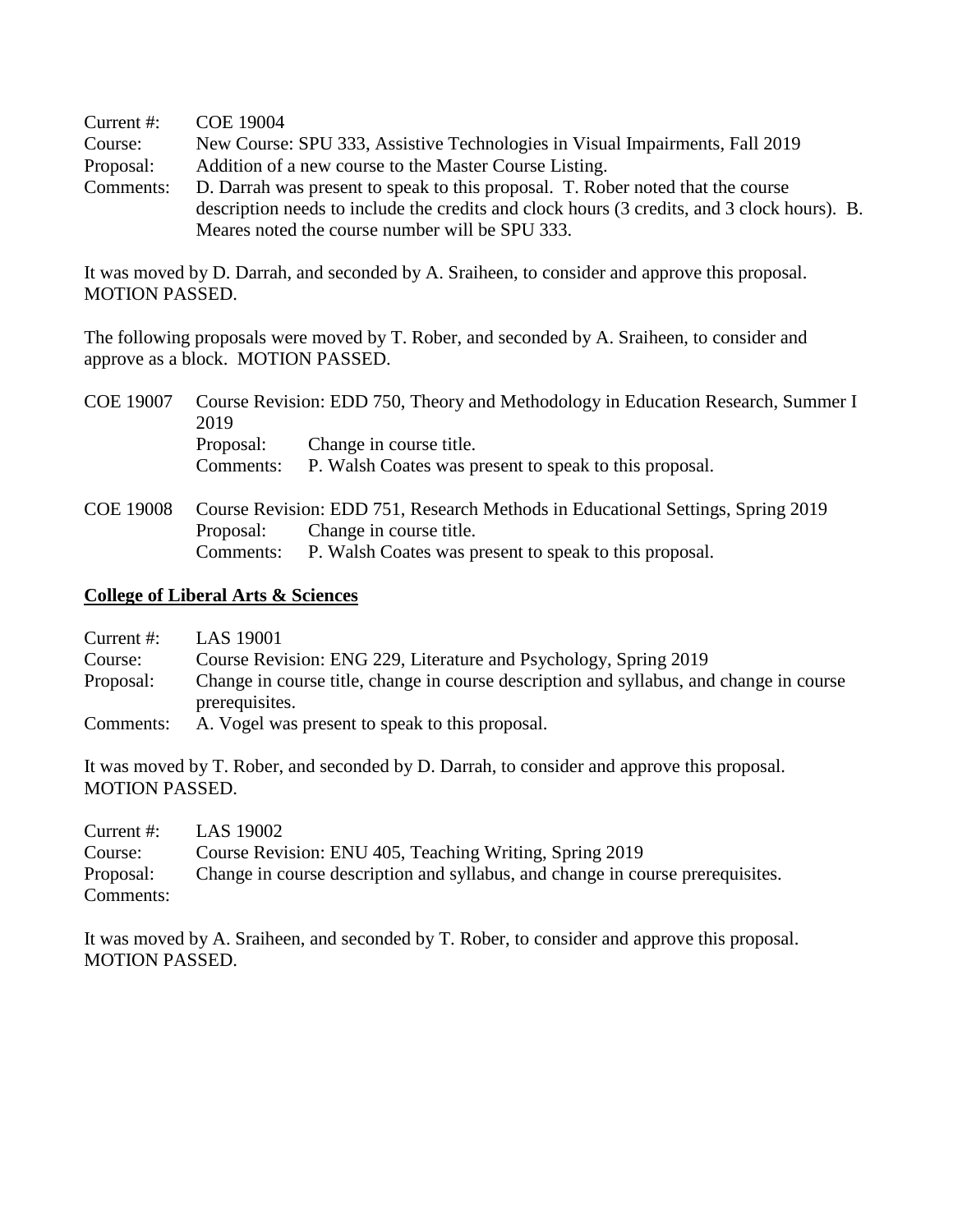Current #: COE 19004
Course: New Course: SPU 333, Assistive Technologies in Visual Impairments, Fall 2019
Proposal: Addition of a new course to the Master Course Listing.
Comments: D. Darrah was present to speak to this proposal. T. Rober noted that the course description needs to include the credits and clock hours (3 credits, and 3 clock hours). B. Meares noted the course number will be SPU 333.

It was moved by D. Darrah, and seconded by A. Sraiheen, to consider and approve this proposal. MOTION PASSED.

The following proposals were moved by T. Rober, and seconded by A. Sraiheen, to consider and approve as a block. MOTION PASSED.

COE 19007 Course Revision: EDD 750, Theory and Methodology in Education Research, Summer I 2019
Proposal: Change in course title.
Comments: P. Walsh Coates was present to speak to this proposal.

COE 19008 Course Revision: EDD 751, Research Methods in Educational Settings, Spring 2019
Proposal: Change in course title.
Comments: P. Walsh Coates was present to speak to this proposal.

**College of Liberal Arts & Sciences**

Current #: LAS 19001
Course: Course Revision: ENG 229, Literature and Psychology, Spring 2019
Proposal: Change in course title, change in course description and syllabus, and change in course prerequisites.
Comments: A. Vogel was present to speak to this proposal.

It was moved by T. Rober, and seconded by D. Darrah, to consider and approve this proposal. MOTION PASSED.

Current #: LAS 19002
Course: Course Revision: ENU 405, Teaching Writing, Spring 2019
Proposal: Change in course description and syllabus, and change in course prerequisites.
Comments:

It was moved by A. Sraiheen, and seconded by T. Rober, to consider and approve this proposal. MOTION PASSED.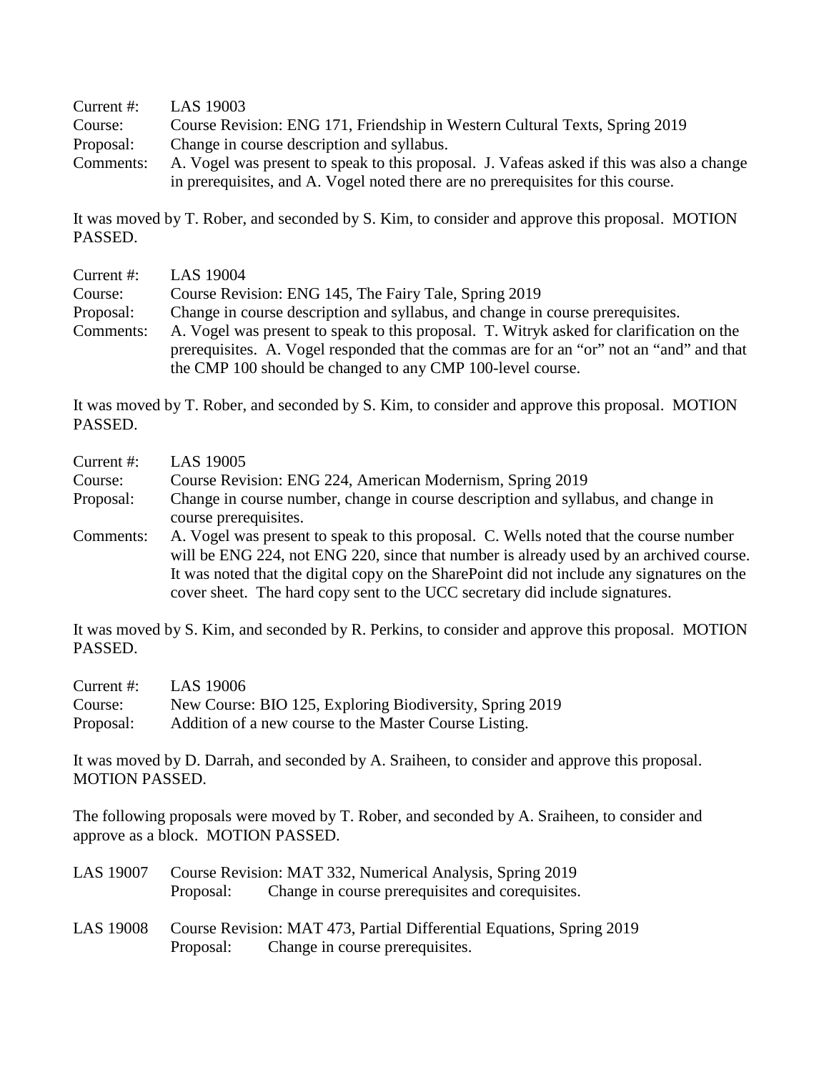Current #: LAS 19003
Course: Course Revision: ENG 171, Friendship in Western Cultural Texts, Spring 2019
Proposal: Change in course description and syllabus.
Comments: A. Vogel was present to speak to this proposal. J. Vafeas asked if this was also a change in prerequisites, and A. Vogel noted there are no prerequisites for this course.

It was moved by T. Rober, and seconded by S. Kim, to consider and approve this proposal. MOTION PASSED.

Current #: LAS 19004
Course: Course Revision: ENG 145, The Fairy Tale, Spring 2019
Proposal: Change in course description and syllabus, and change in course prerequisites.
Comments: A. Vogel was present to speak to this proposal. T. Witryk asked for clarification on the prerequisites. A. Vogel responded that the commas are for an "or" not an "and" and that the CMP 100 should be changed to any CMP 100-level course.

It was moved by T. Rober, and seconded by S. Kim, to consider and approve this proposal. MOTION PASSED.

Current #: LAS 19005
Course: Course Revision: ENG 224, American Modernism, Spring 2019
Proposal: Change in course number, change in course description and syllabus, and change in course prerequisites.
Comments: A. Vogel was present to speak to this proposal. C. Wells noted that the course number will be ENG 224, not ENG 220, since that number is already used by an archived course. It was noted that the digital copy on the SharePoint did not include any signatures on the cover sheet. The hard copy sent to the UCC secretary did include signatures.

It was moved by S. Kim, and seconded by R. Perkins, to consider and approve this proposal. MOTION PASSED.

Current #: LAS 19006
Course: New Course: BIO 125, Exploring Biodiversity, Spring 2019
Proposal: Addition of a new course to the Master Course Listing.

It was moved by D. Darrah, and seconded by A. Sraiheen, to consider and approve this proposal. MOTION PASSED.

The following proposals were moved by T. Rober, and seconded by A. Sraiheen, to consider and approve as a block. MOTION PASSED.

LAS 19007 Course Revision: MAT 332, Numerical Analysis, Spring 2019
Proposal: Change in course prerequisites and corequisites.

LAS 19008 Course Revision: MAT 473, Partial Differential Equations, Spring 2019
Proposal: Change in course prerequisites.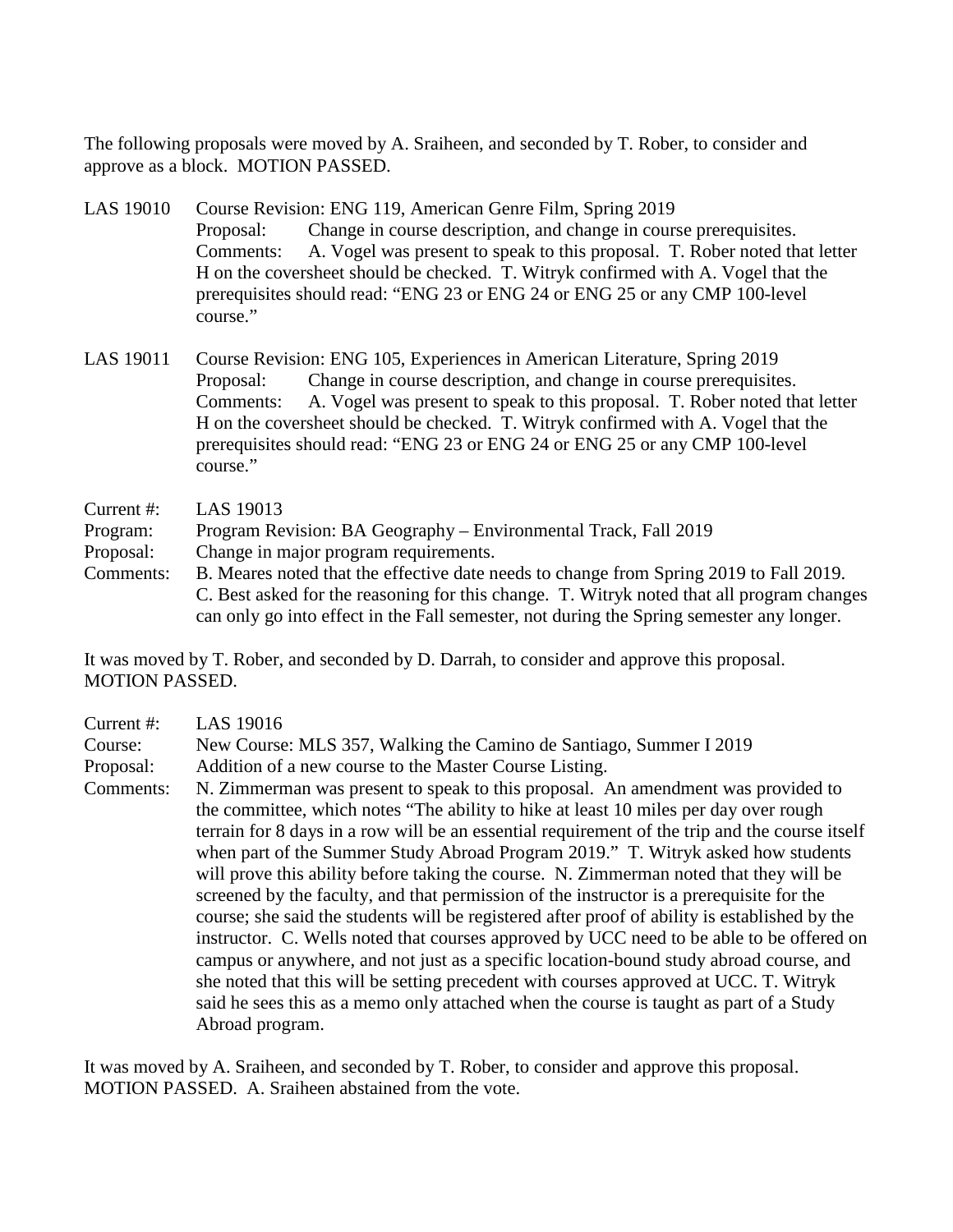The following proposals were moved by A. Sraiheen, and seconded by T. Rober, to consider and approve as a block. MOTION PASSED.

LAS 19010 Course Revision: ENG 119, American Genre Film, Spring 2019
Proposal: Change in course description, and change in course prerequisites.
Comments: A. Vogel was present to speak to this proposal. T. Rober noted that letter H on the coversheet should be checked. T. Witryk confirmed with A. Vogel that the prerequisites should read: "ENG 23 or ENG 24 or ENG 25 or any CMP 100-level course."

LAS 19011 Course Revision: ENG 105, Experiences in American Literature, Spring 2019
Proposal: Change in course description, and change in course prerequisites.
Comments: A. Vogel was present to speak to this proposal. T. Rober noted that letter H on the coversheet should be checked. T. Witryk confirmed with A. Vogel that the prerequisites should read: "ENG 23 or ENG 24 or ENG 25 or any CMP 100-level course."

Current #: LAS 19013
Program: Program Revision: BA Geography – Environmental Track, Fall 2019
Proposal: Change in major program requirements.
Comments: B. Meares noted that the effective date needs to change from Spring 2019 to Fall 2019. C. Best asked for the reasoning for this change. T. Witryk noted that all program changes can only go into effect in the Fall semester, not during the Spring semester any longer.

It was moved by T. Rober, and seconded by D. Darrah, to consider and approve this proposal. MOTION PASSED.

Current #: LAS 19016
Course: New Course: MLS 357, Walking the Camino de Santiago, Summer I 2019
Proposal: Addition of a new course to the Master Course Listing.
Comments: N. Zimmerman was present to speak to this proposal. An amendment was provided to the committee, which notes "The ability to hike at least 10 miles per day over rough terrain for 8 days in a row will be an essential requirement of the trip and the course itself when part of the Summer Study Abroad Program 2019." T. Witryk asked how students will prove this ability before taking the course. N. Zimmerman noted that they will be screened by the faculty, and that permission of the instructor is a prerequisite for the course; she said the students will be registered after proof of ability is established by the instructor. C. Wells noted that courses approved by UCC need to be able to be offered on campus or anywhere, and not just as a specific location-bound study abroad course, and she noted that this will be setting precedent with courses approved at UCC. T. Witryk said he sees this as a memo only attached when the course is taught as part of a Study Abroad program.

It was moved by A. Sraiheen, and seconded by T. Rober, to consider and approve this proposal. MOTION PASSED. A. Sraiheen abstained from the vote.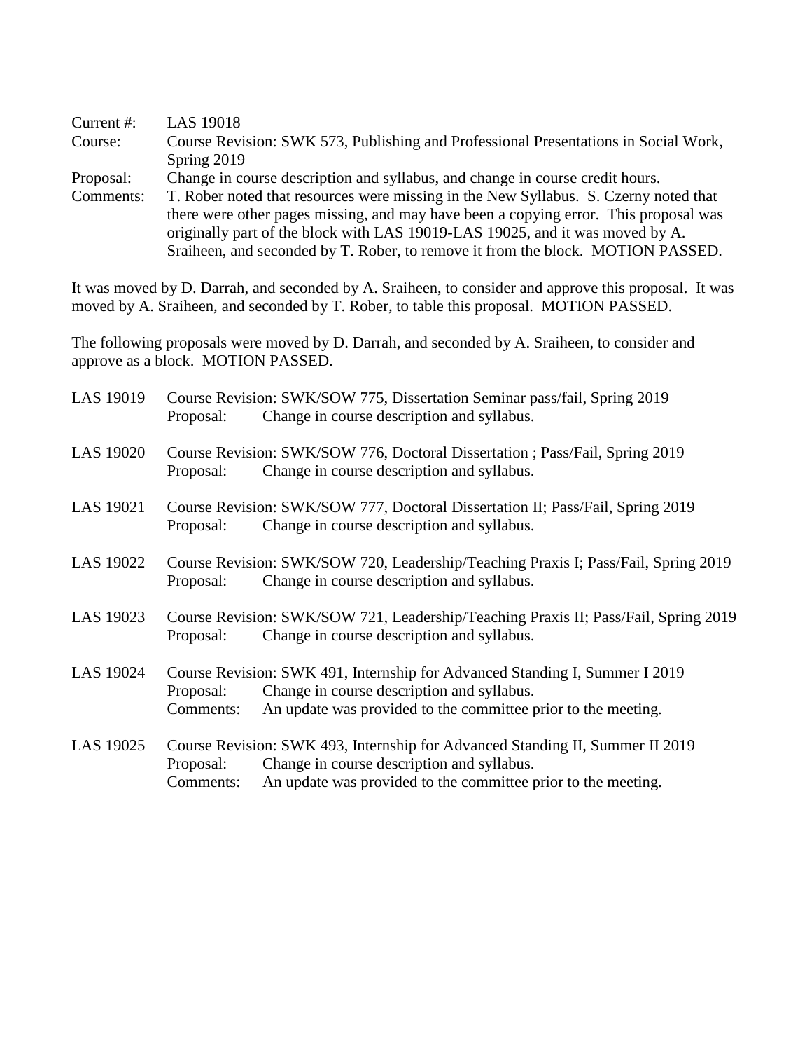Current #: LAS 19018

Course: Course Revision: SWK 573, Publishing and Professional Presentations in Social Work, Spring 2019

Proposal: Change in course description and syllabus, and change in course credit hours.

Comments: T. Rober noted that resources were missing in the New Syllabus. S. Czerny noted that there were other pages missing, and may have been a copying error. This proposal was originally part of the block with LAS 19019-LAS 19025, and it was moved by A. Sraiheen, and seconded by T. Rober, to remove it from the block. MOTION PASSED.

It was moved by D. Darrah, and seconded by A. Sraiheen, to consider and approve this proposal. It was moved by A. Sraiheen, and seconded by T. Rober, to table this proposal. MOTION PASSED.

The following proposals were moved by D. Darrah, and seconded by A. Sraiheen, to consider and approve as a block. MOTION PASSED.

LAS 19019 Course Revision: SWK/SOW 775, Dissertation Seminar pass/fail, Spring 2019
Proposal: Change in course description and syllabus.

LAS 19020 Course Revision: SWK/SOW 776, Doctoral Dissertation ; Pass/Fail, Spring 2019
Proposal: Change in course description and syllabus.

LAS 19021 Course Revision: SWK/SOW 777, Doctoral Dissertation II; Pass/Fail, Spring 2019
Proposal: Change in course description and syllabus.

LAS 19022 Course Revision: SWK/SOW 720, Leadership/Teaching Praxis I; Pass/Fail, Spring 2019
Proposal: Change in course description and syllabus.

LAS 19023 Course Revision: SWK/SOW 721, Leadership/Teaching Praxis II; Pass/Fail, Spring 2019
Proposal: Change in course description and syllabus.

LAS 19024 Course Revision: SWK 491, Internship for Advanced Standing I, Summer I 2019
Proposal: Change in course description and syllabus.
Comments: An update was provided to the committee prior to the meeting.

LAS 19025 Course Revision: SWK 493, Internship for Advanced Standing II, Summer II 2019
Proposal: Change in course description and syllabus.
Comments: An update was provided to the committee prior to the meeting.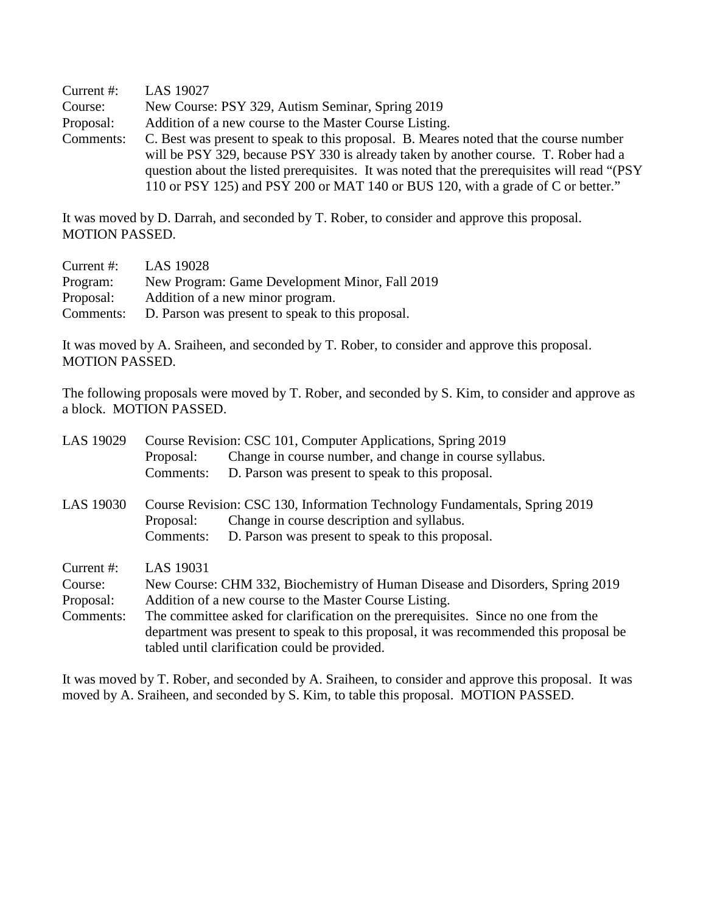Current #: LAS 19027
Course: New Course: PSY 329, Autism Seminar, Spring 2019
Proposal: Addition of a new course to the Master Course Listing.
Comments: C. Best was present to speak to this proposal. B. Meares noted that the course number will be PSY 329, because PSY 330 is already taken by another course. T. Rober had a question about the listed prerequisites. It was noted that the prerequisites will read "(PSY 110 or PSY 125) and PSY 200 or MAT 140 or BUS 120, with a grade of C or better."

It was moved by D. Darrah, and seconded by T. Rober, to consider and approve this proposal. MOTION PASSED.

Current #: LAS 19028
Program: New Program: Game Development Minor, Fall 2019
Proposal: Addition of a new minor program.
Comments: D. Parson was present to speak to this proposal.

It was moved by A. Sraiheen, and seconded by T. Rober, to consider and approve this proposal. MOTION PASSED.

The following proposals were moved by T. Rober, and seconded by S. Kim, to consider and approve as a block. MOTION PASSED.

LAS 19029 Course Revision: CSC 101, Computer Applications, Spring 2019
Proposal: Change in course number, and change in course syllabus.
Comments: D. Parson was present to speak to this proposal.

LAS 19030 Course Revision: CSC 130, Information Technology Fundamentals, Spring 2019
Proposal: Change in course description and syllabus.
Comments: D. Parson was present to speak to this proposal.

Current #: LAS 19031
Course: New Course: CHM 332, Biochemistry of Human Disease and Disorders, Spring 2019
Proposal: Addition of a new course to the Master Course Listing.
Comments: The committee asked for clarification on the prerequisites. Since no one from the department was present to speak to this proposal, it was recommended this proposal be tabled until clarification could be provided.

It was moved by T. Rober, and seconded by A. Sraiheen, to consider and approve this proposal. It was moved by A. Sraiheen, and seconded by S. Kim, to table this proposal. MOTION PASSED.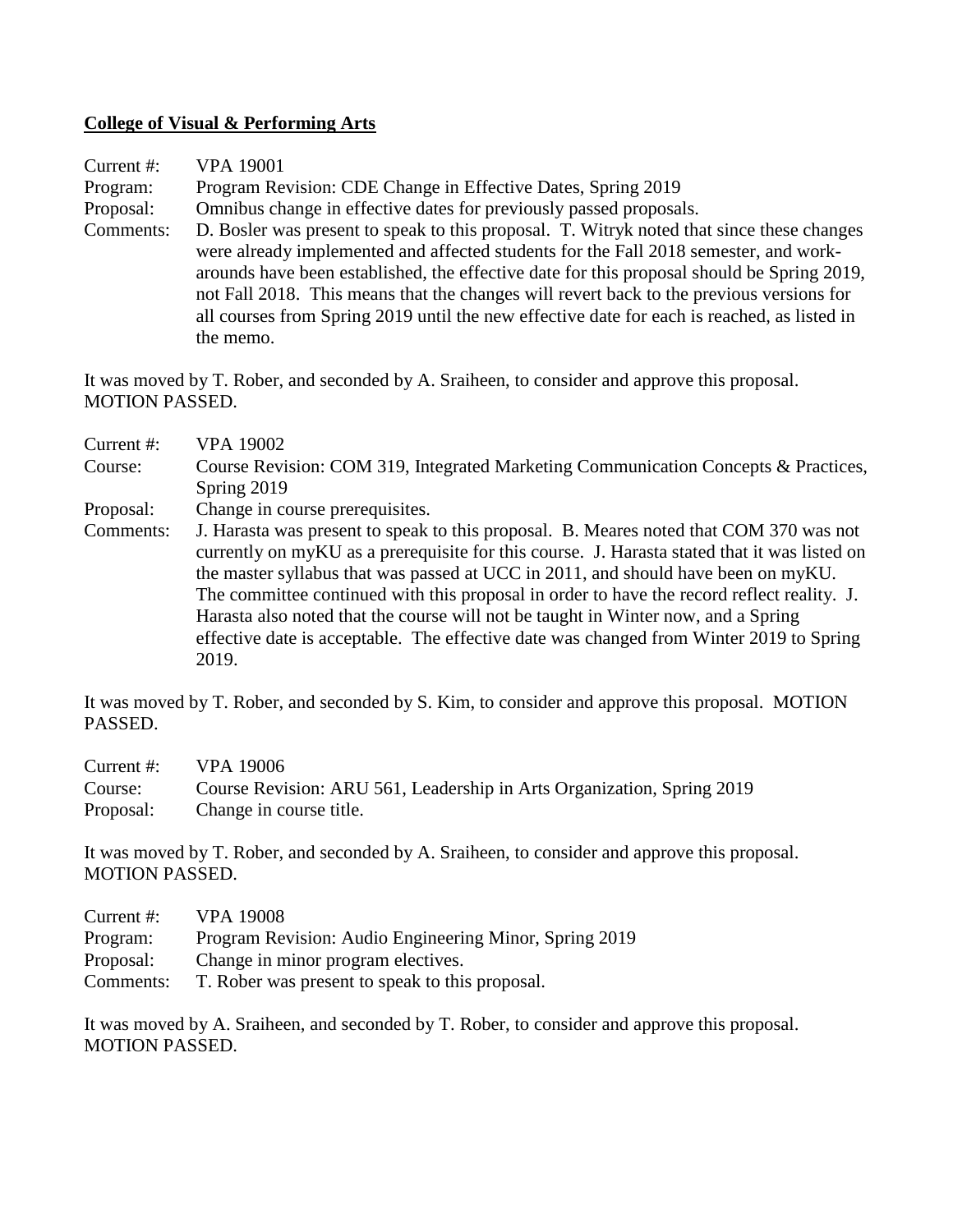**College of Visual & Performing Arts**

Current #: VPA 19001
Program: Program Revision: CDE Change in Effective Dates, Spring 2019
Proposal: Omnibus change in effective dates for previously passed proposals.
Comments: D. Bosler was present to speak to this proposal. T. Witryk noted that since these changes were already implemented and affected students for the Fall 2018 semester, and work-arounds have been established, the effective date for this proposal should be Spring 2019, not Fall 2018. This means that the changes will revert back to the previous versions for all courses from Spring 2019 until the new effective date for each is reached, as listed in the memo.

It was moved by T. Rober, and seconded by A. Sraiheen, to consider and approve this proposal. MOTION PASSED.

Current #: VPA 19002
Course: Course Revision: COM 319, Integrated Marketing Communication Concepts & Practices, Spring 2019
Proposal: Change in course prerequisites.
Comments: J. Harasta was present to speak to this proposal. B. Meares noted that COM 370 was not currently on myKU as a prerequisite for this course. J. Harasta stated that it was listed on the master syllabus that was passed at UCC in 2011, and should have been on myKU. The committee continued with this proposal in order to have the record reflect reality. J. Harasta also noted that the course will not be taught in Winter now, and a Spring effective date is acceptable. The effective date was changed from Winter 2019 to Spring 2019.

It was moved by T. Rober, and seconded by S. Kim, to consider and approve this proposal. MOTION PASSED.

Current #: VPA 19006
Course: Course Revision: ARU 561, Leadership in Arts Organization, Spring 2019
Proposal: Change in course title.

It was moved by T. Rober, and seconded by A. Sraiheen, to consider and approve this proposal. MOTION PASSED.

Current #: VPA 19008
Program: Program Revision: Audio Engineering Minor, Spring 2019
Proposal: Change in minor program electives.
Comments: T. Rober was present to speak to this proposal.

It was moved by A. Sraiheen, and seconded by T. Rober, to consider and approve this proposal. MOTION PASSED.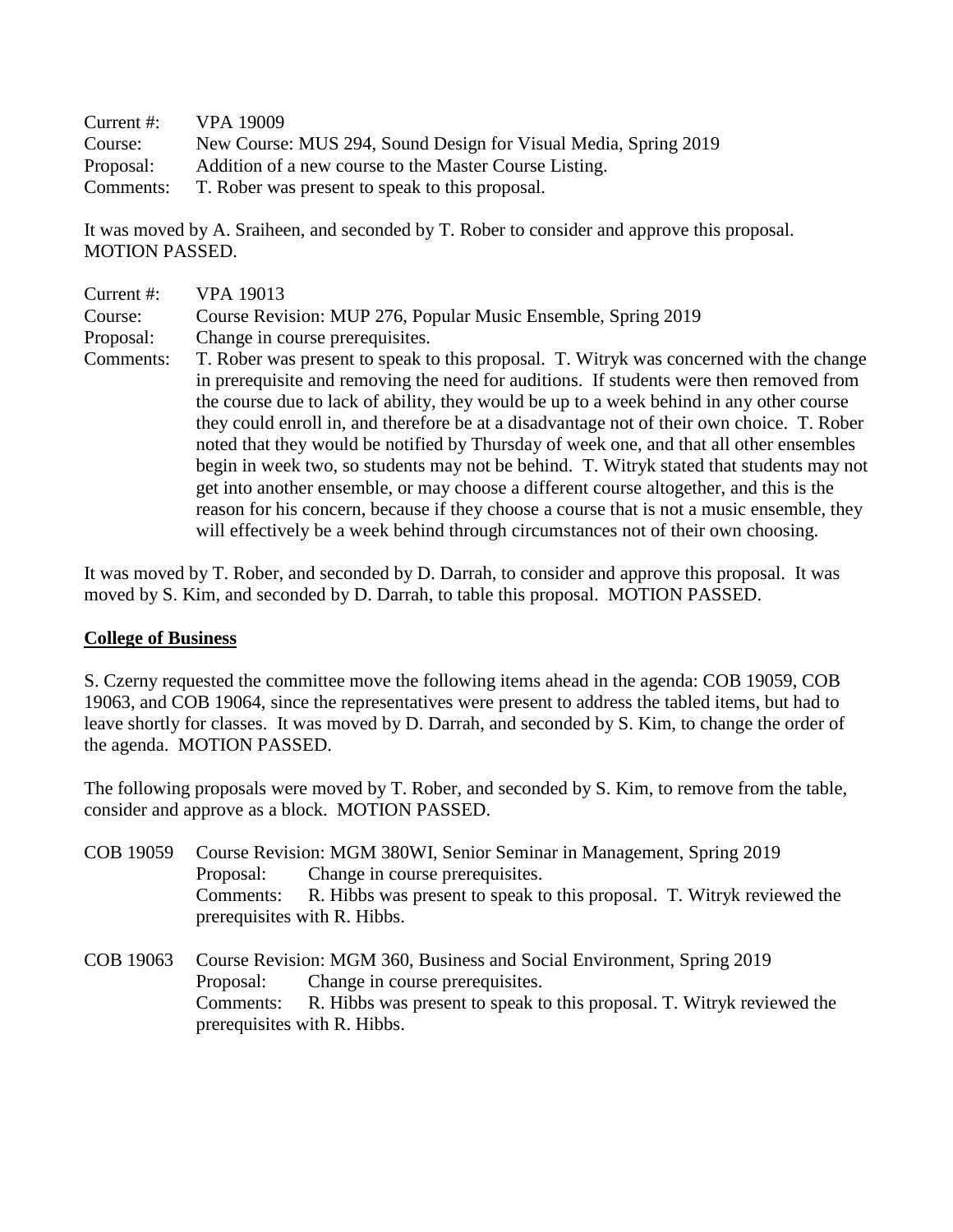Current #: VPA 19009
Course: New Course: MUS 294, Sound Design for Visual Media, Spring 2019
Proposal: Addition of a new course to the Master Course Listing.
Comments: T. Rober was present to speak to this proposal.

It was moved by A. Sraiheen, and seconded by T. Rober to consider and approve this proposal. MOTION PASSED.

Current #: VPA 19013
Course: Course Revision: MUP 276, Popular Music Ensemble, Spring 2019
Proposal: Change in course prerequisites.
Comments: T. Rober was present to speak to this proposal. T. Witryk was concerned with the change in prerequisite and removing the need for auditions. If students were then removed from the course due to lack of ability, they would be up to a week behind in any other course they could enroll in, and therefore be at a disadvantage not of their own choice. T. Rober noted that they would be notified by Thursday of week one, and that all other ensembles begin in week two, so students may not be behind. T. Witryk stated that students may not get into another ensemble, or may choose a different course altogether, and this is the reason for his concern, because if they choose a course that is not a music ensemble, they will effectively be a week behind through circumstances not of their own choosing.

It was moved by T. Rober, and seconded by D. Darrah, to consider and approve this proposal. It was moved by S. Kim, and seconded by D. Darrah, to table this proposal. MOTION PASSED.

**College of Business**

S. Czerny requested the committee move the following items ahead in the agenda: COB 19059, COB 19063, and COB 19064, since the representatives were present to address the tabled items, but had to leave shortly for classes. It was moved by D. Darrah, and seconded by S. Kim, to change the order of the agenda. MOTION PASSED.

The following proposals were moved by T. Rober, and seconded by S. Kim, to remove from the table, consider and approve as a block. MOTION PASSED.

COB 19059 Course Revision: MGM 380WI, Senior Seminar in Management, Spring 2019
Proposal: Change in course prerequisites.
Comments: R. Hibbs was present to speak to this proposal. T. Witryk reviewed the prerequisites with R. Hibbs.

COB 19063 Course Revision: MGM 360, Business and Social Environment, Spring 2019
Proposal: Change in course prerequisites.
Comments: R. Hibbs was present to speak to this proposal. T. Witryk reviewed the prerequisites with R. Hibbs.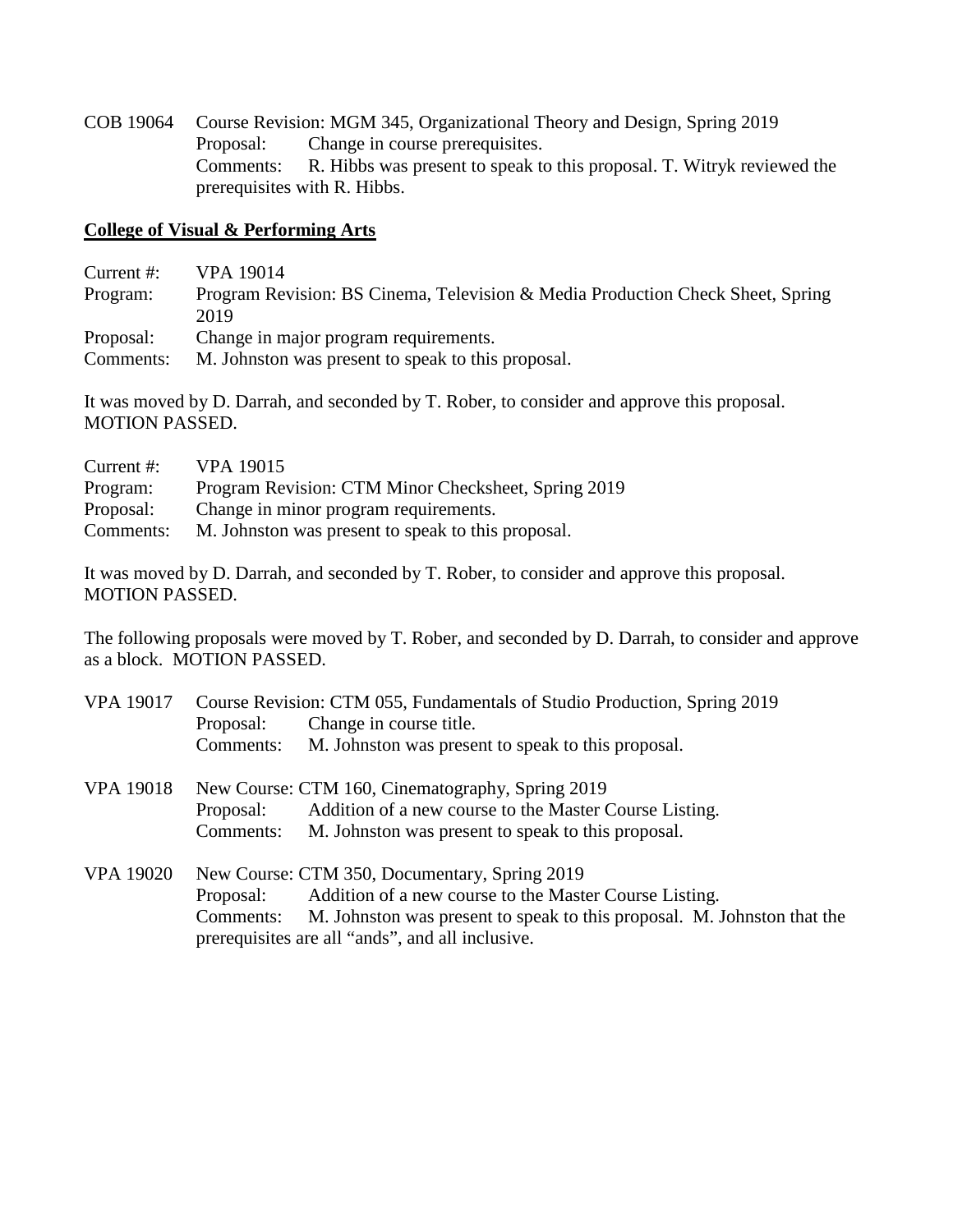COB 19064 Course Revision: MGM 345, Organizational Theory and Design, Spring 2019
Proposal: Change in course prerequisites.
Comments: R. Hibbs was present to speak to this proposal. T. Witryk reviewed the prerequisites with R. Hibbs.

**College of Visual & Performing Arts**

Current #: VPA 19014
Program: Program Revision: BS Cinema, Television & Media Production Check Sheet, Spring 2019
Proposal: Change in major program requirements.
Comments: M. Johnston was present to speak to this proposal.

It was moved by D. Darrah, and seconded by T. Rober, to consider and approve this proposal. MOTION PASSED.

Current #: VPA 19015
Program: Program Revision: CTM Minor Checksheet, Spring 2019
Proposal: Change in minor program requirements.
Comments: M. Johnston was present to speak to this proposal.

It was moved by D. Darrah, and seconded by T. Rober, to consider and approve this proposal. MOTION PASSED.

The following proposals were moved by T. Rober, and seconded by D. Darrah, to consider and approve as a block. MOTION PASSED.

VPA 19017 Course Revision: CTM 055, Fundamentals of Studio Production, Spring 2019
Proposal: Change in course title.
Comments: M. Johnston was present to speak to this proposal.

VPA 19018 New Course: CTM 160, Cinematography, Spring 2019
Proposal: Addition of a new course to the Master Course Listing.
Comments: M. Johnston was present to speak to this proposal.

VPA 19020 New Course: CTM 350, Documentary, Spring 2019
Proposal: Addition of a new course to the Master Course Listing.
Comments: M. Johnston was present to speak to this proposal. M. Johnston that the prerequisites are all "ands", and all inclusive.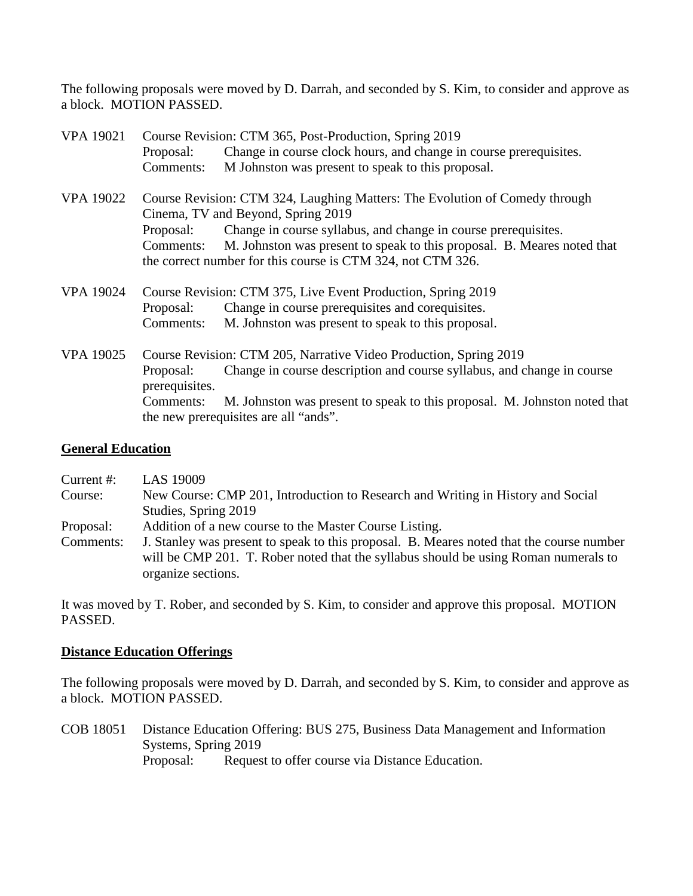The following proposals were moved by D. Darrah, and seconded by S. Kim, to consider and approve as a block. MOTION PASSED.

VPA 19021 Course Revision: CTM 365, Post-Production, Spring 2019
Proposal: Change in course clock hours, and change in course prerequisites.
Comments: M Johnston was present to speak to this proposal.

VPA 19022 Course Revision: CTM 324, Laughing Matters: The Evolution of Comedy through Cinema, TV and Beyond, Spring 2019
Proposal: Change in course syllabus, and change in course prerequisites.
Comments: M. Johnston was present to speak to this proposal. B. Meares noted that the correct number for this course is CTM 324, not CTM 326.

VPA 19024 Course Revision: CTM 375, Live Event Production, Spring 2019
Proposal: Change in course prerequisites and corequisites.
Comments: M. Johnston was present to speak to this proposal.

VPA 19025 Course Revision: CTM 205, Narrative Video Production, Spring 2019
Proposal: Change in course description and course syllabus, and change in course prerequisites.
Comments: M. Johnston was present to speak to this proposal. M. Johnston noted that the new prerequisites are all "ands".

## General Education

Current #: LAS 19009
Course: New Course: CMP 201, Introduction to Research and Writing in History and Social Studies, Spring 2019
Proposal: Addition of a new course to the Master Course Listing.
Comments: J. Stanley was present to speak to this proposal. B. Meares noted that the course number will be CMP 201. T. Rober noted that the syllabus should be using Roman numerals to organize sections.

It was moved by T. Rober, and seconded by S. Kim, to consider and approve this proposal. MOTION PASSED.

## Distance Education Offerings

The following proposals were moved by D. Darrah, and seconded by S. Kim, to consider and approve as a block. MOTION PASSED.

COB 18051 Distance Education Offering: BUS 275, Business Data Management and Information Systems, Spring 2019
Proposal: Request to offer course via Distance Education.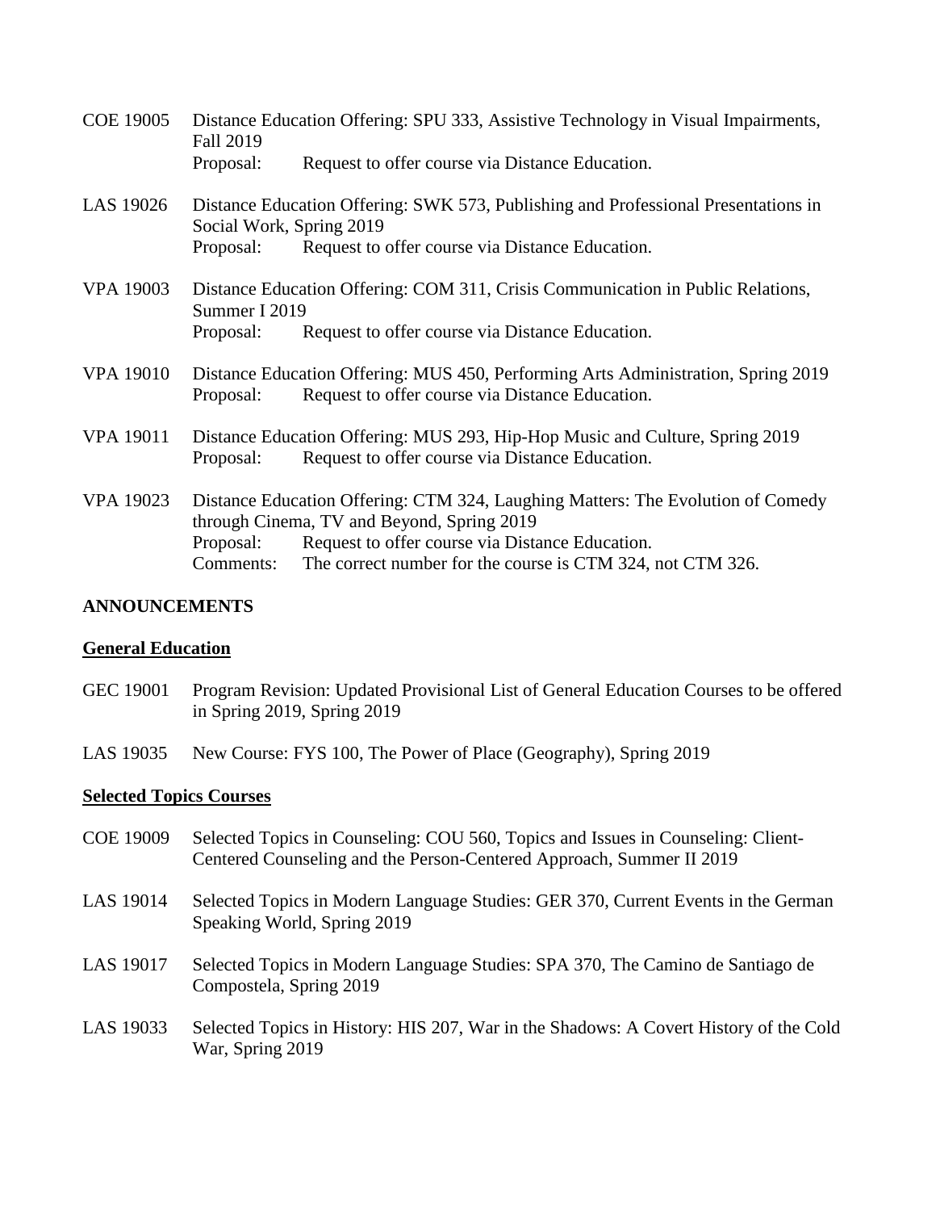COE 19005 Distance Education Offering: SPU 333, Assistive Technology in Visual Impairments, Fall 2019
Proposal: Request to offer course via Distance Education.

LAS 19026 Distance Education Offering: SWK 573, Publishing and Professional Presentations in Social Work, Spring 2019
Proposal: Request to offer course via Distance Education.

VPA 19003 Distance Education Offering: COM 311, Crisis Communication in Public Relations, Summer I 2019
Proposal: Request to offer course via Distance Education.

VPA 19010 Distance Education Offering: MUS 450, Performing Arts Administration, Spring 2019
Proposal: Request to offer course via Distance Education.

VPA 19011 Distance Education Offering: MUS 293, Hip-Hop Music and Culture, Spring 2019
Proposal: Request to offer course via Distance Education.

VPA 19023 Distance Education Offering: CTM 324, Laughing Matters: The Evolution of Comedy through Cinema, TV and Beyond, Spring 2019
Proposal: Request to offer course via Distance Education.
Comments: The correct number for the course is CTM 324, not CTM 326.

**ANNOUNCEMENTS**

**General Education**

GEC 19001 Program Revision: Updated Provisional List of General Education Courses to be offered in Spring 2019, Spring 2019

LAS 19035 New Course: FYS 100, The Power of Place (Geography), Spring 2019

**Selected Topics Courses**

COE 19009 Selected Topics in Counseling: COU 560, Topics and Issues in Counseling: Client-Centered Counseling and the Person-Centered Approach, Summer II 2019

LAS 19014 Selected Topics in Modern Language Studies: GER 370, Current Events in the German Speaking World, Spring 2019

LAS 19017 Selected Topics in Modern Language Studies: SPA 370, The Camino de Santiago de Compostela, Spring 2019

LAS 19033 Selected Topics in History: HIS 207, War in the Shadows: A Covert History of the Cold War, Spring 2019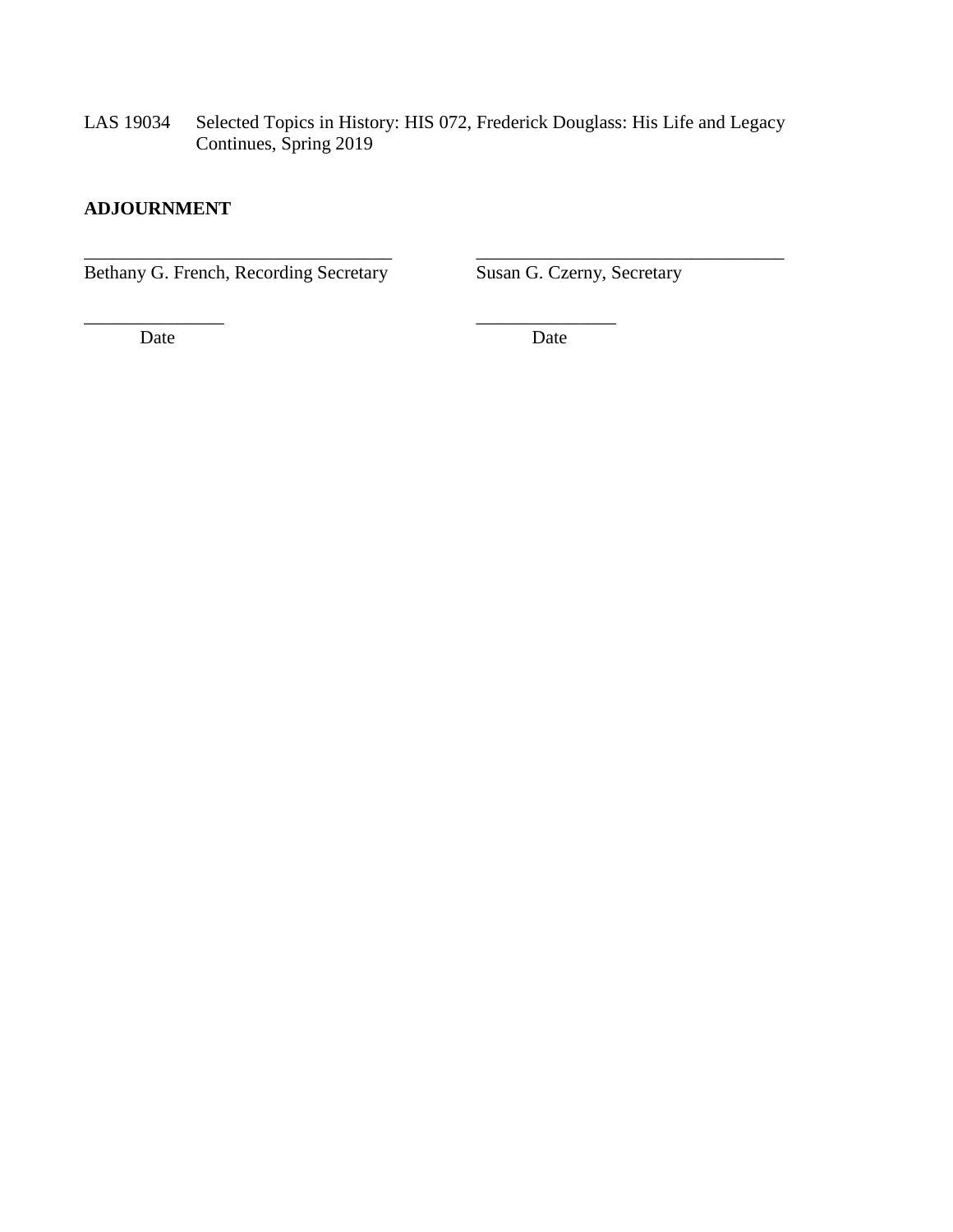LAS 19034 Selected Topics in History: HIS 072, Frederick Douglass: His Life and Legacy Continues, Spring 2019

**ADJOURNMENT**

| | |
|---|---|
| ________________________________ | ________________________________ |
| Bethany G. French, Recording Secretary | Susan G. Czerny, Secretary |
| _______________ | _______________ |
| Date | Date |